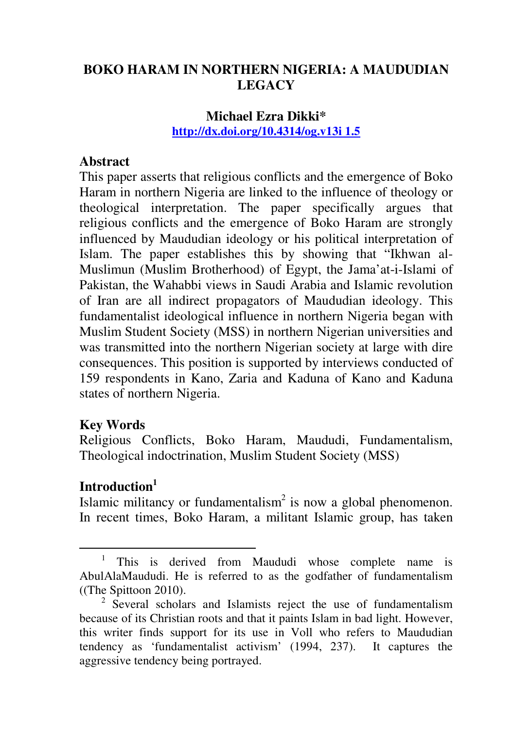# BOKO HARAM IN NORTHERN NIGERIA: A MAUDUDIAN LEGACY

**Michael Ezra Dikki***

**http://dx.doi.org/10.4314/og.v13i 1.5**

## Abstract

This paper asserts that religious conflicts and the emergence of Boko Haram in northern Nigeria are linked to the influence of theology or theological interpretation. The paper specifically argues that religious conflicts and the emergence of Boko Haram are strongly influenced by Maududian ideology or his political interpretation of Islam. The paper establishes this by showing that "Ikhwan al-Muslimun (Muslim Brotherhood) of Egypt, the Jama'at-i-Islami of Pakistan, the Wahabbi views in Saudi Arabia and Islamic revolution of Iran are all indirect propagators of Maududian ideology. This fundamentalist ideological influence in northern Nigeria began with Muslim Student Society (MSS) in northern Nigerian universities and was transmitted into the northern Nigerian society at large with dire consequences. This position is supported by interviews conducted of 159 respondents in Kano, Zaria and Kaduna of Kano and Kaduna states of northern Nigeria.

## Key Words

Religious Conflicts, Boko Haram, Maududi, Fundamentalism, Theological indoctrination, Muslim Student Society (MSS)

## Introduction[1]

Islamic militancy or fundamentalism[2] is now a global phenomenon. In recent times, Boko Haram, a militant Islamic group, has taken

---

[1] This is derived from Maududi whose complete name is AbulAlaMaududi. He is referred to as the godfather of fundamentalism ((The Spittoon 2010).

[2] Several scholars and Islamists reject the use of fundamentalism because of its Christian roots and that it paints Islam in bad light. However, this writer finds support for its use in Voll who refers to Maududian tendency as 'fundamentalist activism' (1994, 237). It captures the aggressive tendency being portrayed.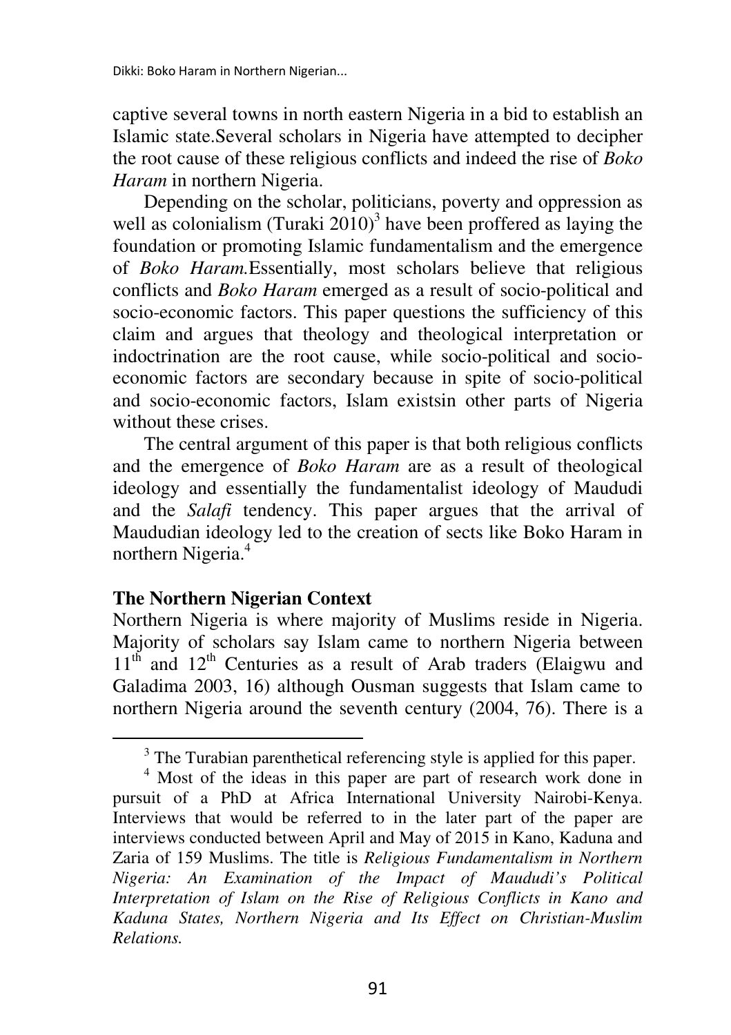captive several towns in north eastern Nigeria in a bid to establish an Islamic state.Several scholars in Nigeria have attempted to decipher the root cause of these religious conflicts and indeed the rise of *Boko Haram* in northern Nigeria.

Depending on the scholar, politicians, poverty and oppression as well as colonialism (Turaki 2010)[3] have been proffered as laying the foundation or promoting Islamic fundamentalism and the emergence of *Boko Haram.*Essentially, most scholars believe that religious conflicts and *Boko Haram* emerged as a result of socio-political and socio-economic factors. This paper questions the sufficiency of this claim and argues that theology and theological interpretation or indoctrination are the root cause, while socio-political and socio-economic factors are secondary because in spite of socio-political and socio-economic factors, Islam existsin other parts of Nigeria without these crises.

The central argument of this paper is that both religious conflicts and the emergence of *Boko Haram* are as a result of theological ideology and essentially the fundamentalist ideology of Maududi and the *Salafi* tendency. This paper argues that the arrival of Maududian ideology led to the creation of sects like Boko Haram in northern Nigeria.[4]

## The Northern Nigerian Context

Northern Nigeria is where majority of Muslims reside in Nigeria. Majority of scholars say Islam came to northern Nigeria between $11^{th}$ and $12^{th}$ Centuries as a result of Arab traders (Elaigwu and Galadima 2003, 16) although Ousman suggests that Islam came to northern Nigeria around the seventh century (2004, 76). There is a

---

[3] The Turabian parenthetical referencing style is applied for this paper.

[4] Most of the ideas in this paper are part of research work done in pursuit of a PhD at Africa International University Nairobi-Kenya. Interviews that would be referred to in the later part of the paper are interviews conducted between April and May of 2015 in Kano, Kaduna and Zaria of 159 Muslims. The title is *Religious Fundamentalism in Northern Nigeria: An Examination of the Impact of Maududi's Political Interpretation of Islam on the Rise of Religious Conflicts in Kano and Kaduna States, Northern Nigeria and Its Effect on Christian-Muslim Relations.*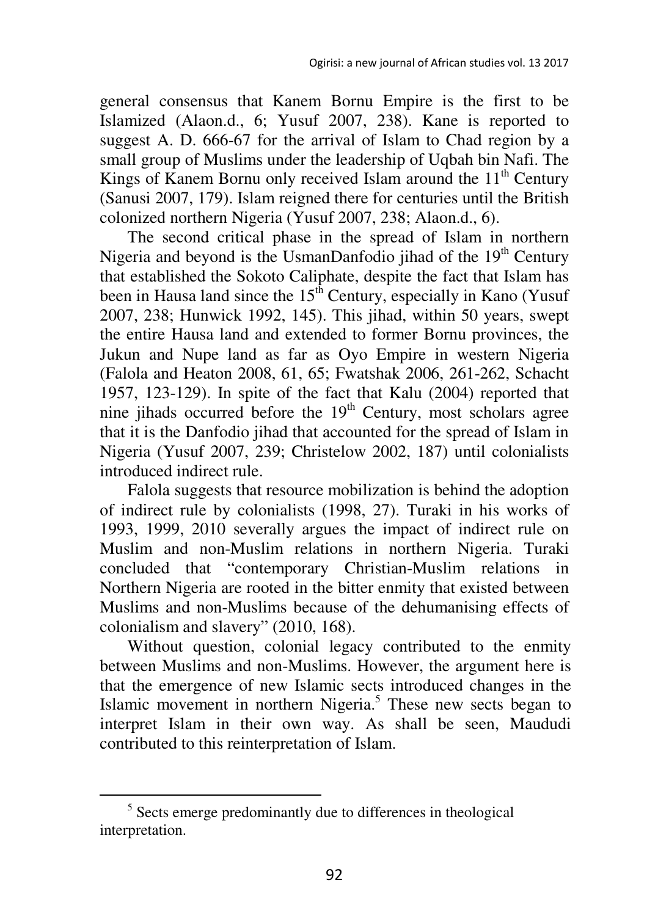general consensus that Kanem Bornu Empire is the first to be Islamized (Alaon.d., 6; Yusuf 2007, 238). Kane is reported to suggest A. D. 666-67 for the arrival of Islam to Chad region by a small group of Muslims under the leadership of Uqbah bin Nafi. The Kings of Kanem Bornu only received Islam around the 11th Century (Sanusi 2007, 179). Islam reigned there for centuries until the British colonized northern Nigeria (Yusuf 2007, 238; Alaon.d., 6).

The second critical phase in the spread of Islam in northern Nigeria and beyond is the UsmanDanfodio jihad of the 19th Century that established the Sokoto Caliphate, despite the fact that Islam has been in Hausa land since the 15th Century, especially in Kano (Yusuf 2007, 238; Hunwick 1992, 145). This jihad, within 50 years, swept the entire Hausa land and extended to former Bornu provinces, the Jukun and Nupe land as far as Oyo Empire in western Nigeria (Falola and Heaton 2008, 61, 65; Fwatshak 2006, 261-262, Schacht 1957, 123-129). In spite of the fact that Kalu (2004) reported that nine jihads occurred before the 19th Century, most scholars agree that it is the Danfodio jihad that accounted for the spread of Islam in Nigeria (Yusuf 2007, 239; Christelow 2002, 187) until colonialists introduced indirect rule.

Falola suggests that resource mobilization is behind the adoption of indirect rule by colonialists (1998, 27). Turaki in his works of 1993, 1999, 2010 severally argues the impact of indirect rule on Muslim and non-Muslim relations in northern Nigeria. Turaki concluded that "contemporary Christian-Muslim relations in Northern Nigeria are rooted in the bitter enmity that existed between Muslims and non-Muslims because of the dehumanising effects of colonialism and slavery" (2010, 168).

Without question, colonial legacy contributed to the enmity between Muslims and non-Muslims. However, the argument here is that the emergence of new Islamic sects introduced changes in the Islamic movement in northern Nigeria.[5] These new sects began to interpret Islam in their own way. As shall be seen, Maududi contributed to this reinterpretation of Islam.

[5] Sects emerge predominantly due to differences in theological interpretation.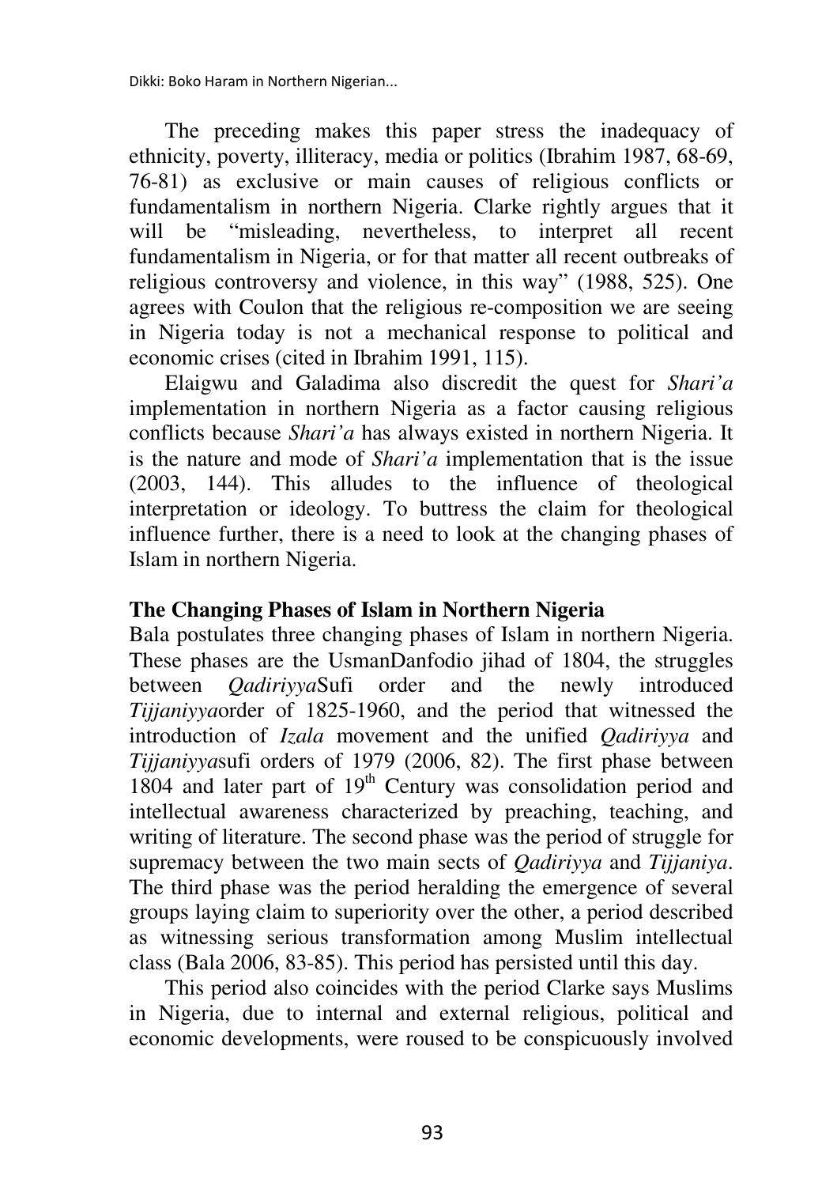The preceding makes this paper stress the inadequacy of ethnicity, poverty, illiteracy, media or politics (Ibrahim 1987, 68-69, 76-81) as exclusive or main causes of religious conflicts or fundamentalism in northern Nigeria. Clarke rightly argues that it will be "misleading, nevertheless, to interpret all recent fundamentalism in Nigeria, or for that matter all recent outbreaks of religious controversy and violence, in this way" (1988, 525). One agrees with Coulon that the religious re-composition we are seeing in Nigeria today is not a mechanical response to political and economic crises (cited in Ibrahim 1991, 115).

Elaigwu and Galadima also discredit the quest for *Shari'a* implementation in northern Nigeria as a factor causing religious conflicts because *Shari'a* has always existed in northern Nigeria. It is the nature and mode of *Shari'a* implementation that is the issue (2003, 144). This alludes to the influence of theological interpretation or ideology. To buttress the claim for theological influence further, there is a need to look at the changing phases of Islam in northern Nigeria.

**The Changing Phases of Islam in Northern Nigeria**

Bala postulates three changing phases of Islam in northern Nigeria. These phases are the UsmanDanfodio jihad of 1804, the struggles between *Qadiriyya*Sufi order and the newly introduced *Tijjaniyya*order of 1825-1960, and the period that witnessed the introduction of *Izala* movement and the unified *Qadiriyya* and *Tijjaniyya*sufi orders of 1979 (2006, 82). The first phase between 1804 and later part of 19th Century was consolidation period and intellectual awareness characterized by preaching, teaching, and writing of literature. The second phase was the period of struggle for supremacy between the two main sects of *Qadiriyya* and *Tijjaniya*. The third phase was the period heralding the emergence of several groups laying claim to superiority over the other, a period described as witnessing serious transformation among Muslim intellectual class (Bala 2006, 83-85). This period has persisted until this day.

This period also coincides with the period Clarke says Muslims in Nigeria, due to internal and external religious, political and economic developments, were roused to be conspicuously involved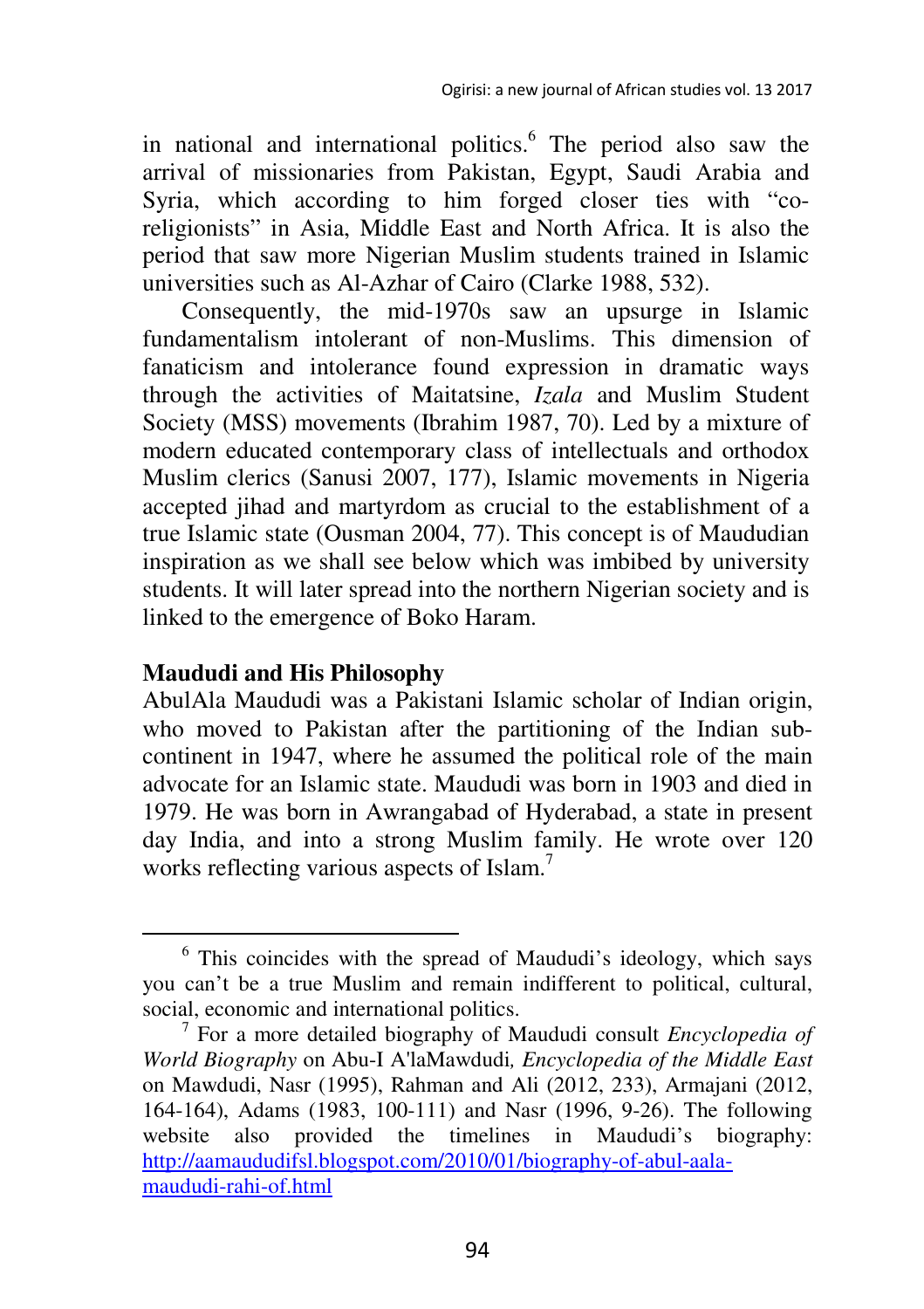in national and international politics.[6] The period also saw the arrival of missionaries from Pakistan, Egypt, Saudi Arabia and Syria, which according to him forged closer ties with "co-religionists" in Asia, Middle East and North Africa. It is also the period that saw more Nigerian Muslim students trained in Islamic universities such as Al-Azhar of Cairo (Clarke 1988, 532).

Consequently, the mid-1970s saw an upsurge in Islamic fundamentalism intolerant of non-Muslims. This dimension of fanaticism and intolerance found expression in dramatic ways through the activities of Maitatsine, *Izala* and Muslim Student Society (MSS) movements (Ibrahim 1987, 70). Led by a mixture of modern educated contemporary class of intellectuals and orthodox Muslim clerics (Sanusi 2007, 177), Islamic movements in Nigeria accepted jihad and martyrdom as crucial to the establishment of a true Islamic state (Ousman 2004, 77). This concept is of Maududian inspiration as we shall see below which was imbibed by university students. It will later spread into the northern Nigerian society and is linked to the emergence of Boko Haram.

## Maududi and His Philosophy

AbulAla Maududi was a Pakistani Islamic scholar of Indian origin, who moved to Pakistan after the partitioning of the Indian sub-continent in 1947, where he assumed the political role of the main advocate for an Islamic state. Maududi was born in 1903 and died in 1979. He was born in Awrangabad of Hyderabad, a state in present day India, and into a strong Muslim family. He wrote over 120 works reflecting various aspects of Islam.[7]

---

[6] This coincides with the spread of Maududi's ideology, which says you can't be a true Muslim and remain indifferent to political, cultural, social, economic and international politics.

[7] For a more detailed biography of Maududi consult *Encyclopedia of World Biography* on Abu-I A'laMawdudi*, Encyclopedia of the Middle East* on Mawdudi, Nasr (1995), Rahman and Ali (2012, 233), Armajani (2012, 164-164), Adams (1983, 100-111) and Nasr (1996, 9-26). The following website also provided the timelines in Maududi's biography: http://aamaududifsl.blogspot.com/2010/01/biography-of-abul-aala-maududi-rahi-of.html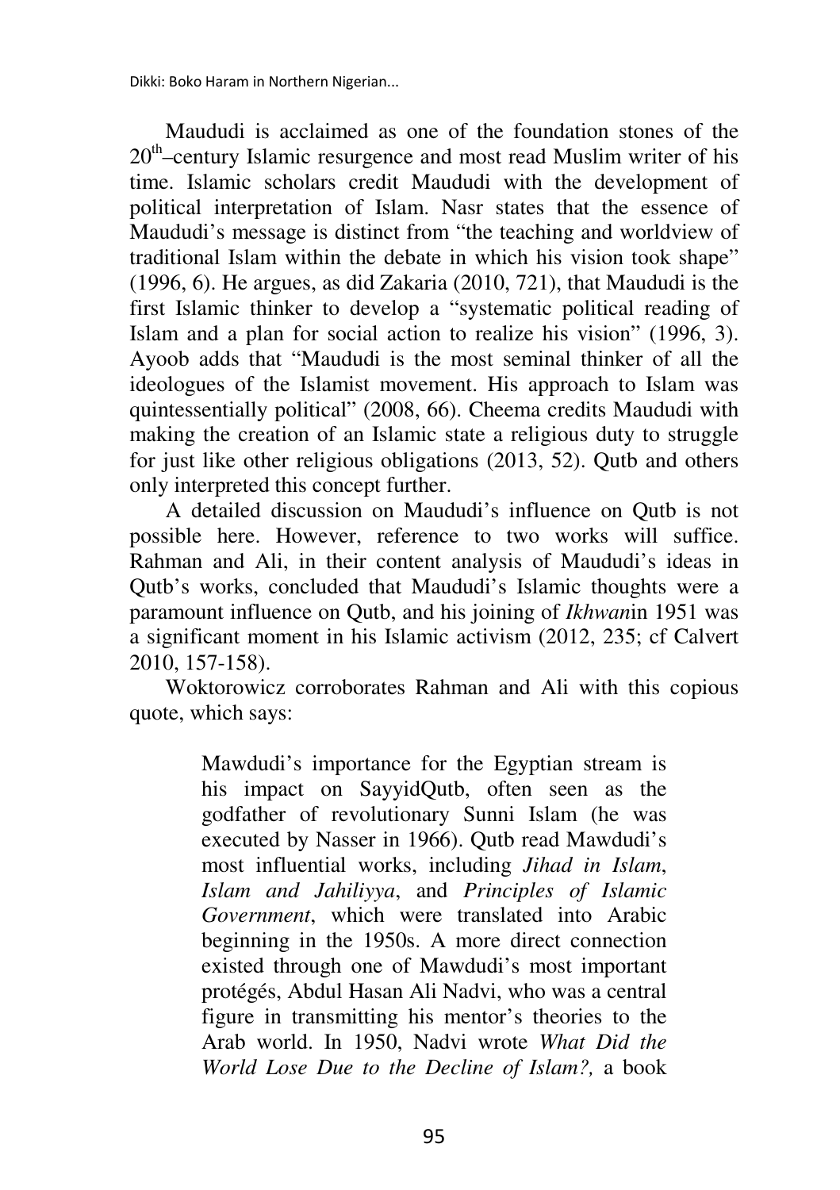Maududi is acclaimed as one of the foundation stones of the 20th–century Islamic resurgence and most read Muslim writer of his time. Islamic scholars credit Maududi with the development of political interpretation of Islam. Nasr states that the essence of Maududi's message is distinct from "the teaching and worldview of traditional Islam within the debate in which his vision took shape" (1996, 6). He argues, as did Zakaria (2010, 721), that Maududi is the first Islamic thinker to develop a "systematic political reading of Islam and a plan for social action to realize his vision" (1996, 3). Ayoob adds that "Maududi is the most seminal thinker of all the ideologues of the Islamist movement. His approach to Islam was quintessentially political" (2008, 66). Cheema credits Maududi with making the creation of an Islamic state a religious duty to struggle for just like other religious obligations (2013, 52). Qutb and others only interpreted this concept further.

A detailed discussion on Maududi's influence on Qutb is not possible here. However, reference to two works will suffice. Rahman and Ali, in their content analysis of Maududi's ideas in Qutb's works, concluded that Maududi's Islamic thoughts were a paramount influence on Qutb, and his joining of *Ikhwan*in 1951 was a significant moment in his Islamic activism (2012, 235; cf Calvert 2010, 157-158).

Woktorowicz corroborates Rahman and Ali with this copious quote, which says:

> Mawdudi's importance for the Egyptian stream is his impact on SayyidQutb, often seen as the godfather of revolutionary Sunni Islam (he was executed by Nasser in 1966). Qutb read Mawdudi's most influential works, including *Jihad in Islam*, *Islam and Jahiliyya*, and *Principles of Islamic Government*, which were translated into Arabic beginning in the 1950s. A more direct connection existed through one of Mawdudi's most important protégés, Abdul Hasan Ali Nadvi, who was a central figure in transmitting his mentor's theories to the Arab world. In 1950, Nadvi wrote *What Did the World Lose Due to the Decline of Islam?,* a book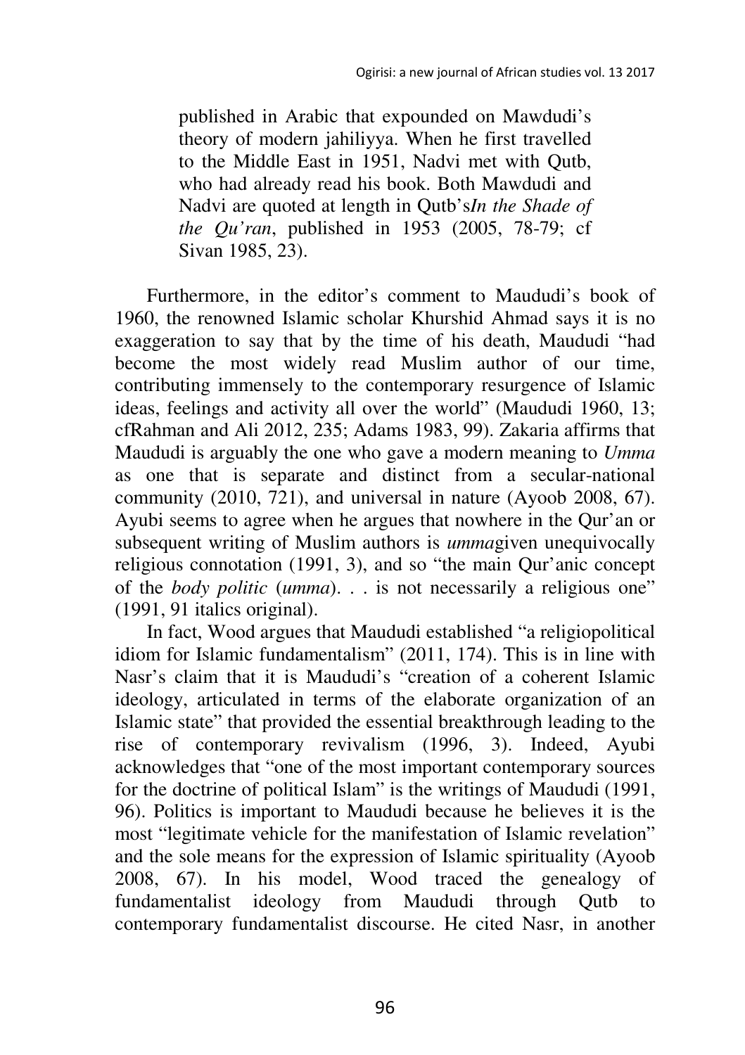> published in Arabic that expounded on Mawdudi's theory of modern jahiliyya. When he first travelled to the Middle East in 1951, Nadvi met with Qutb, who had already read his book. Both Mawdudi and Nadvi are quoted at length in Qutb's*In the Shade of the Qu'ran*, published in 1953 (2005, 78-79; cf Sivan 1985, 23).

Furthermore, in the editor's comment to Maududi's book of 1960, the renowned Islamic scholar Khurshid Ahmad says it is no exaggeration to say that by the time of his death, Maududi "had become the most widely read Muslim author of our time, contributing immensely to the contemporary resurgence of Islamic ideas, feelings and activity all over the world" (Maududi 1960, 13; cfRahman and Ali 2012, 235; Adams 1983, 99). Zakaria affirms that Maududi is arguably the one who gave a modern meaning to *Umma* as one that is separate and distinct from a secular-national community (2010, 721), and universal in nature (Ayoob 2008, 67). Ayubi seems to agree when he argues that nowhere in the Qur'an or subsequent writing of Muslim authors is *umma*given unequivocally religious connotation (1991, 3), and so "the main Qur'anic concept of the *body politic* (*umma*). . . is not necessarily a religious one" (1991, 91 italics original).

In fact, Wood argues that Maududi established "a religiopolitical idiom for Islamic fundamentalism" (2011, 174). This is in line with Nasr's claim that it is Maududi's "creation of a coherent Islamic ideology, articulated in terms of the elaborate organization of an Islamic state" that provided the essential breakthrough leading to the rise of contemporary revivalism (1996, 3). Indeed, Ayubi acknowledges that "one of the most important contemporary sources for the doctrine of political Islam" is the writings of Maududi (1991, 96). Politics is important to Maududi because he believes it is the most "legitimate vehicle for the manifestation of Islamic revelation" and the sole means for the expression of Islamic spirituality (Ayoob 2008, 67). In his model, Wood traced the genealogy of fundamentalist ideology from Maududi through Qutb to contemporary fundamentalist discourse. He cited Nasr, in another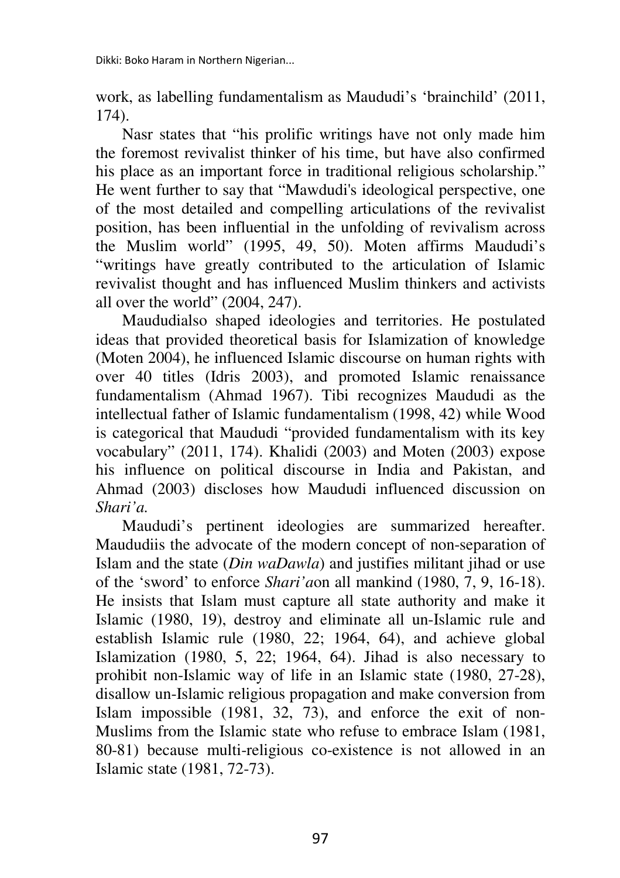work, as labelling fundamentalism as Maududi's 'brainchild' (2011, 174).

Nasr states that "his prolific writings have not only made him the foremost revivalist thinker of his time, but have also confirmed his place as an important force in traditional religious scholarship." He went further to say that "Mawdudi's ideological perspective, one of the most detailed and compelling articulations of the revivalist position, has been influential in the unfolding of revivalism across the Muslim world" (1995, 49, 50). Moten affirms Maududi's "writings have greatly contributed to the articulation of Islamic revivalist thought and has influenced Muslim thinkers and activists all over the world" (2004, 247).

Maududialso shaped ideologies and territories. He postulated ideas that provided theoretical basis for Islamization of knowledge (Moten 2004), he influenced Islamic discourse on human rights with over 40 titles (Idris 2003), and promoted Islamic renaissance fundamentalism (Ahmad 1967). Tibi recognizes Maududi as the intellectual father of Islamic fundamentalism (1998, 42) while Wood is categorical that Maududi "provided fundamentalism with its key vocabulary" (2011, 174). Khalidi (2003) and Moten (2003) expose his influence on political discourse in India and Pakistan, and Ahmad (2003) discloses how Maududi influenced discussion on *Shari'a.*

Maududi's pertinent ideologies are summarized hereafter. Maududiis the advocate of the modern concept of non-separation of Islam and the state (*Din waDawla*) and justifies militant jihad or use of the 'sword' to enforce *Shari'a*on all mankind (1980, 7, 9, 16-18). He insists that Islam must capture all state authority and make it Islamic (1980, 19), destroy and eliminate all un-Islamic rule and establish Islamic rule (1980, 22; 1964, 64), and achieve global Islamization (1980, 5, 22; 1964, 64). Jihad is also necessary to prohibit non-Islamic way of life in an Islamic state (1980, 27-28), disallow un-Islamic religious propagation and make conversion from Islam impossible (1981, 32, 73), and enforce the exit of non-Muslims from the Islamic state who refuse to embrace Islam (1981, 80-81) because multi-religious co-existence is not allowed in an Islamic state (1981, 72-73).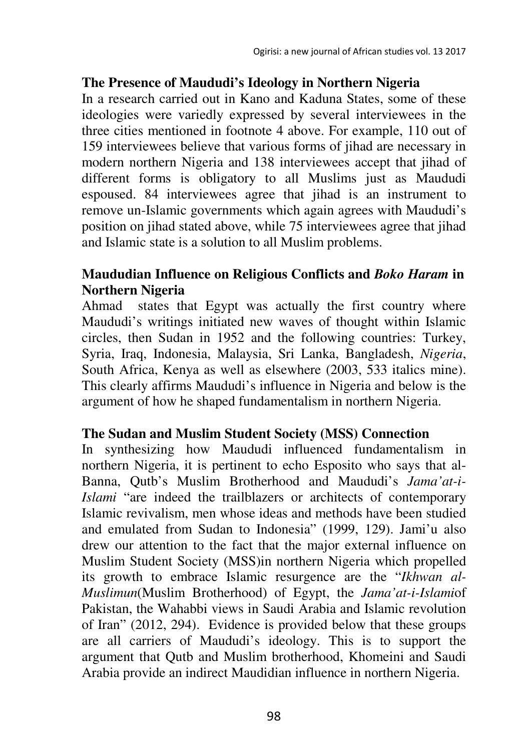## The Presence of Maududi's Ideology in Northern Nigeria

In a research carried out in Kano and Kaduna States, some of these ideologies were variedly expressed by several interviewees in the three cities mentioned in footnote 4 above. For example, 110 out of 159 interviewees believe that various forms of jihad are necessary in modern northern Nigeria and 138 interviewees accept that jihad of different forms is obligatory to all Muslims just as Maududi espoused. 84 interviewees agree that jihad is an instrument to remove un-Islamic governments which again agrees with Maududi's position on jihad stated above, while 75 interviewees agree that jihad and Islamic state is a solution to all Muslim problems.

## Maududian Influence on Religious Conflicts and *Boko Haram* in Northern Nigeria

Ahmad states that Egypt was actually the first country where Maududi's writings initiated new waves of thought within Islamic circles, then Sudan in 1952 and the following countries: Turkey, Syria, Iraq, Indonesia, Malaysia, Sri Lanka, Bangladesh, *Nigeria*, South Africa, Kenya as well as elsewhere (2003, 533 italics mine). This clearly affirms Maududi's influence in Nigeria and below is the argument of how he shaped fundamentalism in northern Nigeria.

## The Sudan and Muslim Student Society (MSS) Connection

In synthesizing how Maududi influenced fundamentalism in northern Nigeria, it is pertinent to echo Esposito who says that al-Banna, Qutb's Muslim Brotherhood and Maududi's *Jama'at-i-Islami* "are indeed the trailblazers or architects of contemporary Islamic revivalism, men whose ideas and methods have been studied and emulated from Sudan to Indonesia" (1999, 129). Jami'u also drew our attention to the fact that the major external influence on Muslim Student Society (MSS)in northern Nigeria which propelled its growth to embrace Islamic resurgence are the "*Ikhwan al-Muslimun*(Muslim Brotherhood) of Egypt, the *Jama'at-i-Islami*of Pakistan, the Wahabbi views in Saudi Arabia and Islamic revolution of Iran" (2012, 294). Evidence is provided below that these groups are all carriers of Maududi's ideology. This is to support the argument that Qutb and Muslim brotherhood, Khomeini and Saudi Arabia provide an indirect Maudidian influence in northern Nigeria.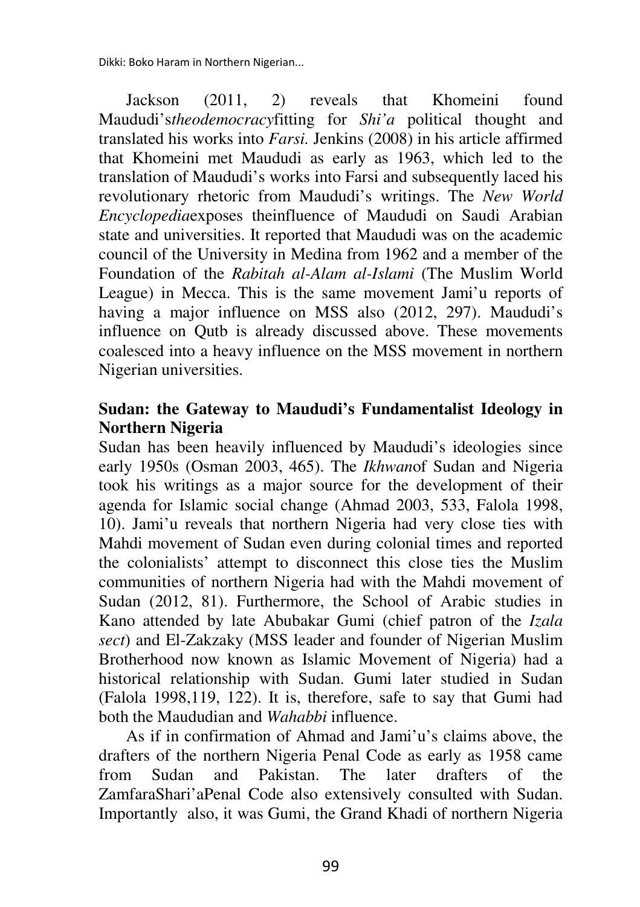Jackson (2011, 2) reveals that Khomeini found Maududi's*theodemocracy*fitting for *Shi'a* political thought and translated his works into *Farsi.* Jenkins (2008) in his article affirmed that Khomeini met Maududi as early as 1963, which led to the translation of Maududi's works into Farsi and subsequently laced his revolutionary rhetoric from Maududi's writings. The *New World Encyclopedia*exposes theinfluence of Maududi on Saudi Arabian state and universities. It reported that Maududi was on the academic council of the University in Medina from 1962 and a member of the Foundation of the *Rabitah al-Alam al-Islami* (The Muslim World League) in Mecca. This is the same movement Jami'u reports of having a major influence on MSS also (2012, 297). Maududi's influence on Qutb is already discussed above. These movements coalesced into a heavy influence on the MSS movement in northern Nigerian universities.

## Sudan: the Gateway to Maududi's Fundamentalist Ideology in Northern Nigeria

Sudan has been heavily influenced by Maududi's ideologies since early 1950s (Osman 2003, 465). The *Ikhwan*of Sudan and Nigeria took his writings as a major source for the development of their agenda for Islamic social change (Ahmad 2003, 533, Falola 1998, 10). Jami'u reveals that northern Nigeria had very close ties with Mahdi movement of Sudan even during colonial times and reported the colonialists' attempt to disconnect this close ties the Muslim communities of northern Nigeria had with the Mahdi movement of Sudan (2012, 81). Furthermore, the School of Arabic studies in Kano attended by late Abubakar Gumi (chief patron of the *Izala sect*) and El-Zakzaky (MSS leader and founder of Nigerian Muslim Brotherhood now known as Islamic Movement of Nigeria) had a historical relationship with Sudan. Gumi later studied in Sudan (Falola 1998,119, 122). It is, therefore, safe to say that Gumi had both the Maududian and *Wahabbi* influence.

As if in confirmation of Ahmad and Jami'u's claims above, the drafters of the northern Nigeria Penal Code as early as 1958 came from Sudan and Pakistan. The later drafters of the ZamfaraShari'aPenal Code also extensively consulted with Sudan. Importantly also, it was Gumi, the Grand Khadi of northern Nigeria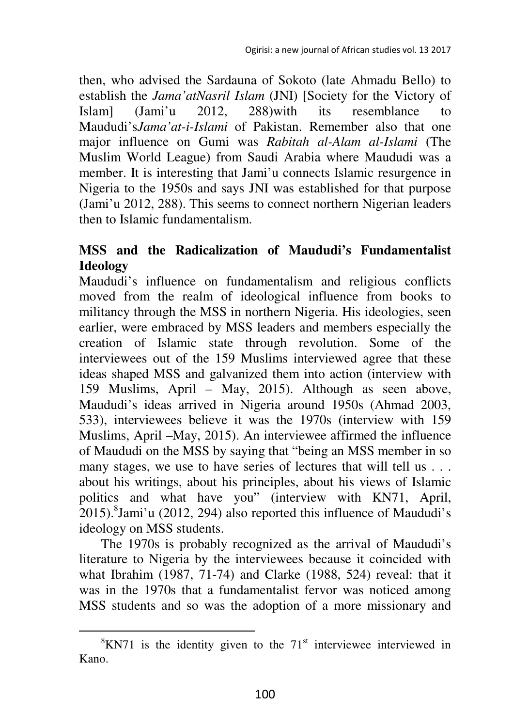then, who advised the Sardauna of Sokoto (late Ahmadu Bello) to establish the *Jama'atNasril Islam* (JNI) [Society for the Victory of Islam] (Jami'u 2012, 288)with its resemblance to Maududi's*Jama'at-i-Islami* of Pakistan. Remember also that one major influence on Gumi was *Rabitah al-Alam al-Islami* (The Muslim World League) from Saudi Arabia where Maududi was a member. It is interesting that Jami'u connects Islamic resurgence in Nigeria to the 1950s and says JNI was established for that purpose (Jami'u 2012, 288). This seems to connect northern Nigerian leaders then to Islamic fundamentalism.

## MSS and the Radicalization of Maududi's Fundamentalist Ideology

Maududi's influence on fundamentalism and religious conflicts moved from the realm of ideological influence from books to militancy through the MSS in northern Nigeria. His ideologies, seen earlier, were embraced by MSS leaders and members especially the creation of Islamic state through revolution. Some of the interviewees out of the 159 Muslims interviewed agree that these ideas shaped MSS and galvanized them into action (interview with 159 Muslims, April – May, 2015). Although as seen above, Maududi's ideas arrived in Nigeria around 1950s (Ahmad 2003, 533), interviewees believe it was the 1970s (interview with 159 Muslims, April –May, 2015). An interviewee affirmed the influence of Maududi on the MSS by saying that "being an MSS member in so many stages, we use to have series of lectures that will tell us . . . about his writings, about his principles, about his views of Islamic politics and what have you" (interview with KN71, April, 2015).[8] Jami'u (2012, 294) also reported this influence of Maududi's ideology on MSS students.

The 1970s is probably recognized as the arrival of Maududi's literature to Nigeria by the interviewees because it coincided with what Ibrahim (1987, 71-74) and Clarke (1988, 524) reveal: that it was in the 1970s that a fundamentalist fervor was noticed among MSS students and so was the adoption of a more missionary and

[8] KN71 is the identity given to the 71st interviewee interviewed in Kano.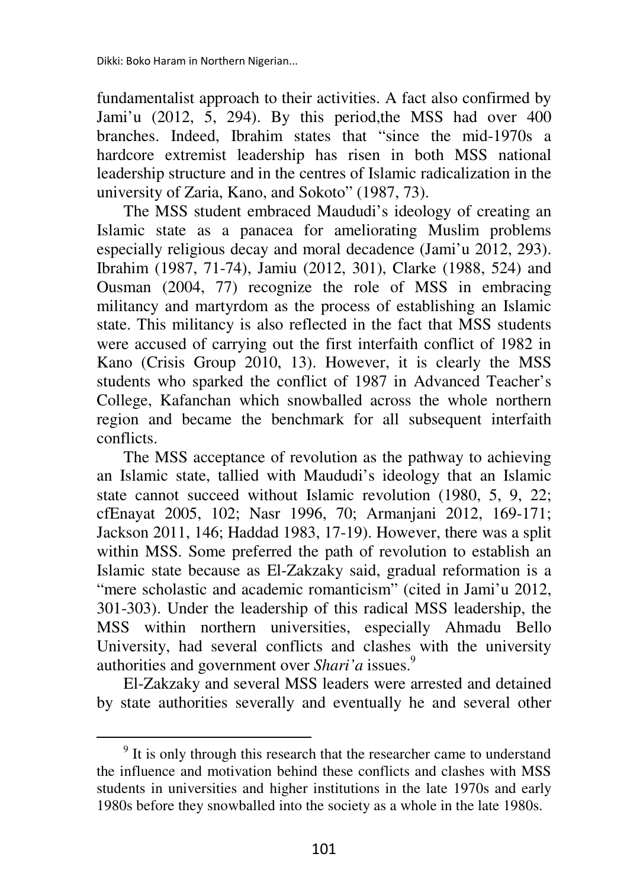fundamentalist approach to their activities. A fact also confirmed by Jami'u (2012, 5, 294). By this period,the MSS had over 400 branches. Indeed, Ibrahim states that "since the mid-1970s a hardcore extremist leadership has risen in both MSS national leadership structure and in the centres of Islamic radicalization in the university of Zaria, Kano, and Sokoto" (1987, 73).

The MSS student embraced Maududi's ideology of creating an Islamic state as a panacea for ameliorating Muslim problems especially religious decay and moral decadence (Jami'u 2012, 293). Ibrahim (1987, 71-74), Jamiu (2012, 301), Clarke (1988, 524) and Ousman (2004, 77) recognize the role of MSS in embracing militancy and martyrdom as the process of establishing an Islamic state. This militancy is also reflected in the fact that MSS students were accused of carrying out the first interfaith conflict of 1982 in Kano (Crisis Group 2010, 13). However, it is clearly the MSS students who sparked the conflict of 1987 in Advanced Teacher's College, Kafanchan which snowballed across the whole northern region and became the benchmark for all subsequent interfaith conflicts.

The MSS acceptance of revolution as the pathway to achieving an Islamic state, tallied with Maududi's ideology that an Islamic state cannot succeed without Islamic revolution (1980, 5, 9, 22; cfEnayat 2005, 102; Nasr 1996, 70; Armanjani 2012, 169-171; Jackson 2011, 146; Haddad 1983, 17-19). However, there was a split within MSS. Some preferred the path of revolution to establish an Islamic state because as El-Zakzaky said, gradual reformation is a "mere scholastic and academic romanticism" (cited in Jami'u 2012, 301-303). Under the leadership of this radical MSS leadership, the MSS within northern universities, especially Ahmadu Bello University, had several conflicts and clashes with the university authorities and government over *Shari'a* issues.[9]

El-Zakzaky and several MSS leaders were arrested and detained by state authorities severally and eventually he and several other

---

[9] It is only through this research that the researcher came to understand the influence and motivation behind these conflicts and clashes with MSS students in universities and higher institutions in the late 1970s and early 1980s before they snowballed into the society as a whole in the late 1980s.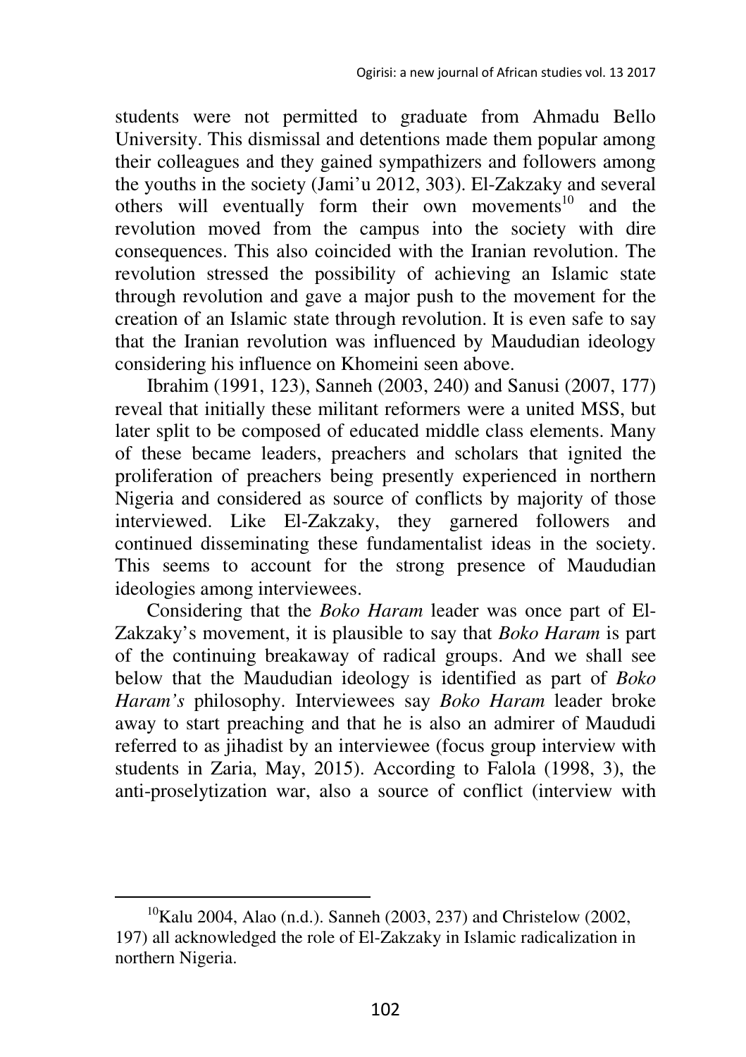students were not permitted to graduate from Ahmadu Bello University. This dismissal and detentions made them popular among their colleagues and they gained sympathizers and followers among the youths in the society (Jami'u 2012, 303). El-Zakzaky and several others will eventually form their own movements[10] and the revolution moved from the campus into the society with dire consequences. This also coincided with the Iranian revolution. The revolution stressed the possibility of achieving an Islamic state through revolution and gave a major push to the movement for the creation of an Islamic state through revolution. It is even safe to say that the Iranian revolution was influenced by Maududian ideology considering his influence on Khomeini seen above.

Ibrahim (1991, 123), Sanneh (2003, 240) and Sanusi (2007, 177) reveal that initially these militant reformers were a united MSS, but later split to be composed of educated middle class elements. Many of these became leaders, preachers and scholars that ignited the proliferation of preachers being presently experienced in northern Nigeria and considered as source of conflicts by majority of those interviewed. Like El-Zakzaky, they garnered followers and continued disseminating these fundamentalist ideas in the society. This seems to account for the strong presence of Maududian ideologies among interviewees.

Considering that the *Boko Haram* leader was once part of El-Zakzaky's movement, it is plausible to say that *Boko Haram* is part of the continuing breakaway of radical groups. And we shall see below that the Maududian ideology is identified as part of *Boko Haram's* philosophy. Interviewees say *Boko Haram* leader broke away to start preaching and that he is also an admirer of Maududi referred to as jihadist by an interviewee (focus group interview with students in Zaria, May, 2015). According to Falola (1998, 3), the anti-proselytization war, also a source of conflict (interview with

[10] Kalu 2004, Alao (n.d.). Sanneh (2003, 237) and Christelow (2002, 197) all acknowledged the role of El-Zakzaky in Islamic radicalization in northern Nigeria.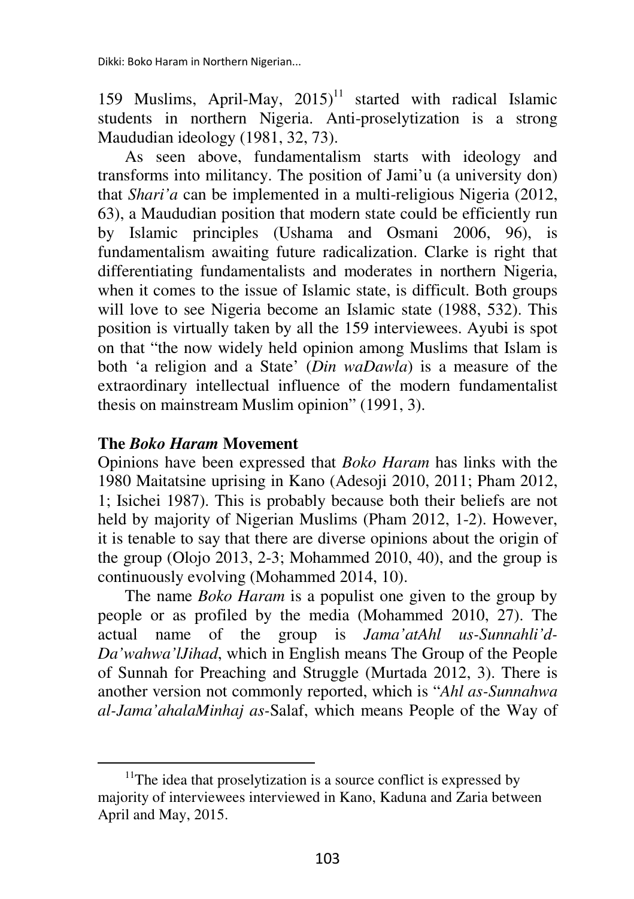159 Muslims, April-May, 2015)[11] started with radical Islamic students in northern Nigeria. Anti-proselytization is a strong Maududian ideology (1981, 32, 73).

As seen above, fundamentalism starts with ideology and transforms into militancy. The position of Jami'u (a university don) that *Shari'a* can be implemented in a multi-religious Nigeria (2012, 63), a Maududian position that modern state could be efficiently run by Islamic principles (Ushama and Osmani 2006, 96), is fundamentalism awaiting future radicalization. Clarke is right that differentiating fundamentalists and moderates in northern Nigeria, when it comes to the issue of Islamic state, is difficult. Both groups will love to see Nigeria become an Islamic state (1988, 532). This position is virtually taken by all the 159 interviewees. Ayubi is spot on that "the now widely held opinion among Muslims that Islam is both 'a religion and a State' (*Din waDawla*) is a measure of the extraordinary intellectual influence of the modern fundamentalist thesis on mainstream Muslim opinion" (1991, 3).

## The *Boko Haram* Movement

Opinions have been expressed that *Boko Haram* has links with the 1980 Maitatsine uprising in Kano (Adesoji 2010, 2011; Pham 2012, 1; Isichei 1987). This is probably because both their beliefs are not held by majority of Nigerian Muslims (Pham 2012, 1-2). However, it is tenable to say that there are diverse opinions about the origin of the group (Olojo 2013, 2-3; Mohammed 2010, 40), and the group is continuously evolving (Mohammed 2014, 10).

The name *Boko Haram* is a populist one given to the group by people or as profiled by the media (Mohammed 2010, 27). The actual name of the group is *Jama'atAhl us-Sunnahli'd-Da'wahwa'lJihad*, which in English means The Group of the People of Sunnah for Preaching and Struggle (Murtada 2012, 3). There is another version not commonly reported, which is "*Ahl as-Sunnahwa al-Jama'ahalaMinhaj as-*Salaf, which means People of the Way of

---

[11] The idea that proselytization is a source conflict is expressed by majority of interviewees interviewed in Kano, Kaduna and Zaria between April and May, 2015.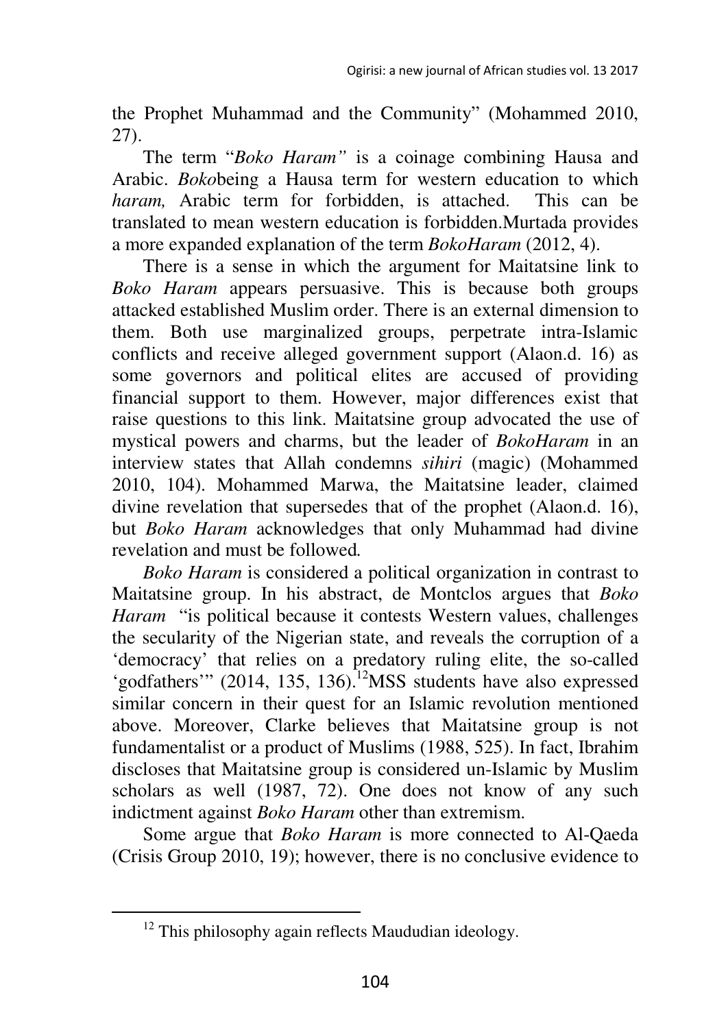the Prophet Muhammad and the Community" (Mohammed 2010, 27).

The term "*Boko Haram"* is a coinage combining Hausa and Arabic. *Boko*being a Hausa term for western education to which *haram,* Arabic term for forbidden, is attached. This can be translated to mean western education is forbidden.Murtada provides a more expanded explanation of the term *BokoHaram* (2012, 4).

There is a sense in which the argument for Maitatsine link to *Boko Haram* appears persuasive. This is because both groups attacked established Muslim order. There is an external dimension to them. Both use marginalized groups, perpetrate intra-Islamic conflicts and receive alleged government support (Alaon.d. 16) as some governors and political elites are accused of providing financial support to them. However, major differences exist that raise questions to this link. Maitatsine group advocated the use of mystical powers and charms, but the leader of *BokoHaram* in an interview states that Allah condemns *sihiri* (magic) (Mohammed 2010, 104). Mohammed Marwa, the Maitatsine leader, claimed divine revelation that supersedes that of the prophet (Alaon.d. 16), but *Boko Haram* acknowledges that only Muhammad had divine revelation and must be followed.

*Boko Haram* is considered a political organization in contrast to Maitatsine group. In his abstract, de Montclos argues that *Boko Haram* "is political because it contests Western values, challenges the secularity of the Nigerian state, and reveals the corruption of a 'democracy' that relies on a predatory ruling elite, the so-called 'godfathers'" (2014, 135, 136).[12]MSS students have also expressed similar concern in their quest for an Islamic revolution mentioned above. Moreover, Clarke believes that Maitatsine group is not fundamentalist or a product of Muslims (1988, 525). In fact, Ibrahim discloses that Maitatsine group is considered un-Islamic by Muslim scholars as well (1987, 72). One does not know of any such indictment against *Boko Haram* other than extremism.

Some argue that *Boko Haram* is more connected to Al-Qaeda (Crisis Group 2010, 19); however, there is no conclusive evidence to

---

[12] This philosophy again reflects Maududian ideology.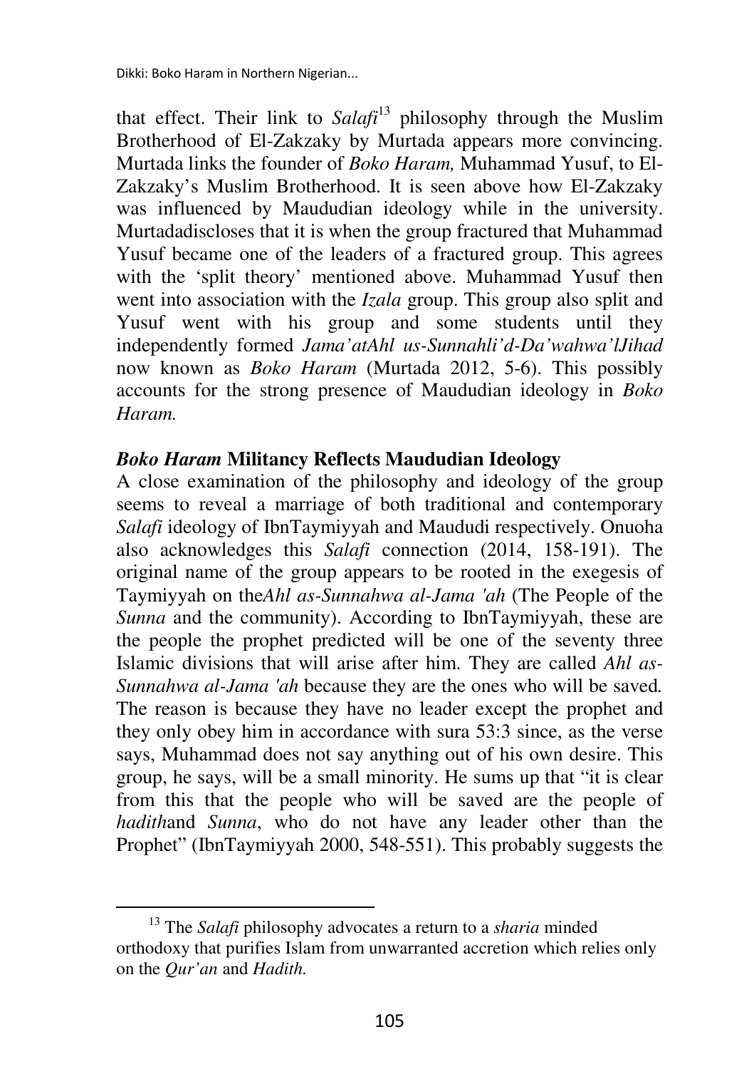that effect. Their link to *Salafi*[13] philosophy through the Muslim Brotherhood of El-Zakzaky by Murtada appears more convincing. Murtada links the founder of *Boko Haram,* Muhammad Yusuf, to El-Zakzaky's Muslim Brotherhood. It is seen above how El-Zakzaky was influenced by Maududian ideology while in the university. Murtadadiscloses that it is when the group fractured that Muhammad Yusuf became one of the leaders of a fractured group. This agrees with the 'split theory' mentioned above. Muhammad Yusuf then went into association with the *Izala* group. This group also split and Yusuf went with his group and some students until they independently formed *Jama'atAhl us-Sunnahli'd-Da'wahwa'lJihad* now known as *Boko Haram* (Murtada 2012, 5-6). This possibly accounts for the strong presence of Maududian ideology in *Boko Haram.*

## ***Boko Haram* Militancy Reflects Maududian Ideology**

A close examination of the philosophy and ideology of the group seems to reveal a marriage of both traditional and contemporary *Salafi* ideology of IbnTaymiyyah and Maududi respectively. Onuoha also acknowledges this *Salafi* connection (2014, 158-191). The original name of the group appears to be rooted in the exegesis of Taymiyyah on the*Ahl as-Sunnahwa al-Jama 'ah* (The People of the *Sunna* and the community). According to IbnTaymiyyah, these are the people the prophet predicted will be one of the seventy three Islamic divisions that will arise after him. They are called *Ahl as-Sunnahwa al-Jama 'ah* because they are the ones who will be saved. The reason is because they have no leader except the prophet and they only obey him in accordance with sura 53:3 since, as the verse says, Muhammad does not say anything out of his own desire. This group, he says, will be a small minority. He sums up that "it is clear from this that the people who will be saved are the people of *hadith*and *Sunna*, who do not have any leader other than the Prophet" (IbnTaymiyyah 2000, 548-551). This probably suggests the

---

[13] The *Salafi* philosophy advocates a return to a *sharia* minded orthodoxy that purifies Islam from unwarranted accretion which relies only on the *Qur'an* and *Hadith.*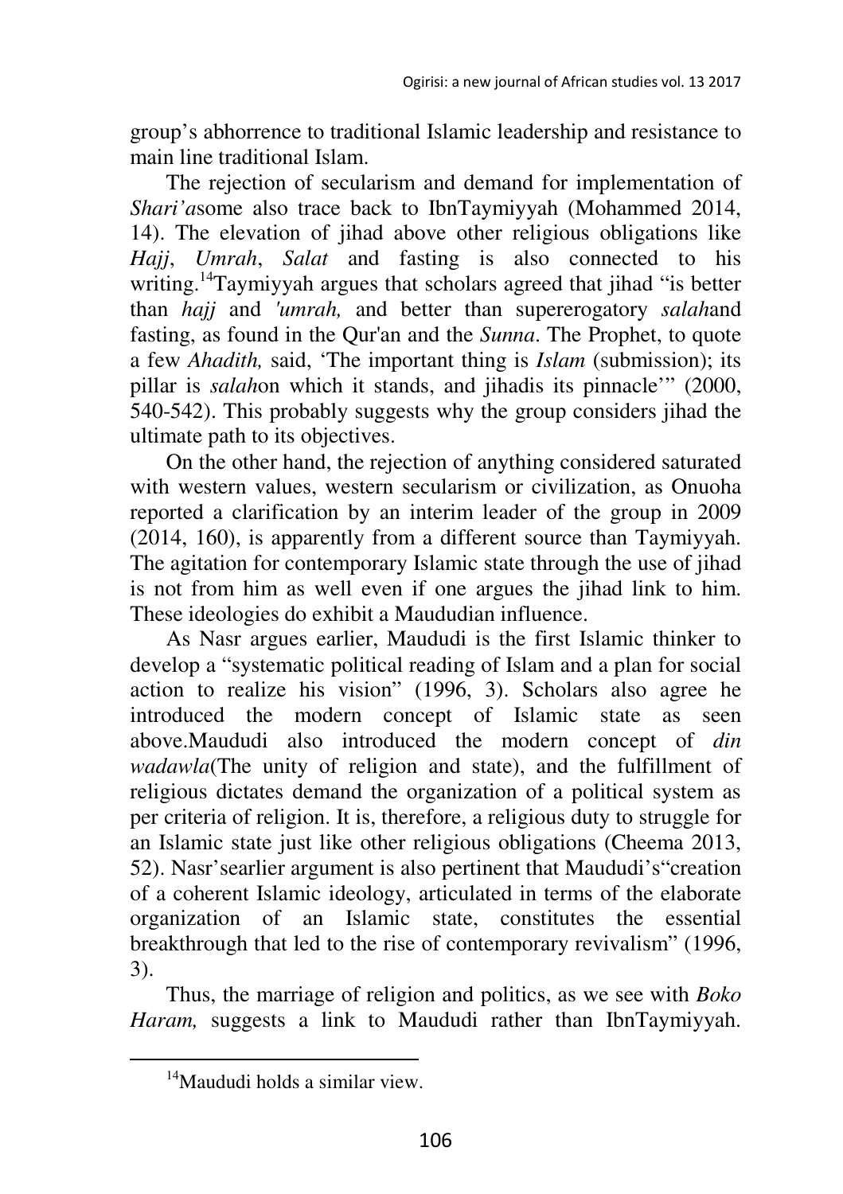group's abhorrence to traditional Islamic leadership and resistance to main line traditional Islam.

The rejection of secularism and demand for implementation of *Shari'a*some also trace back to IbnTaymiyyah (Mohammed 2014, 14). The elevation of jihad above other religious obligations like *Hajj*, *Umrah*, *Salat* and fasting is also connected to his writing.[14]Taymiyyah argues that scholars agreed that jihad "is better than *hajj* and *'umrah,* and better than supererogatory *salah*and fasting, as found in the Qur'an and the *Sunna*. The Prophet, to quote a few *Ahadith,* said, 'The important thing is *Islam* (submission); its pillar is *salah*on which it stands, and jihadis its pinnacle'" (2000, 540-542). This probably suggests why the group considers jihad the ultimate path to its objectives.

On the other hand, the rejection of anything considered saturated with western values, western secularism or civilization, as Onuoha reported a clarification by an interim leader of the group in 2009 (2014, 160), is apparently from a different source than Taymiyyah. The agitation for contemporary Islamic state through the use of jihad is not from him as well even if one argues the jihad link to him. These ideologies do exhibit a Maududian influence.

As Nasr argues earlier, Maududi is the first Islamic thinker to develop a "systematic political reading of Islam and a plan for social action to realize his vision" (1996, 3). Scholars also agree he introduced the modern concept of Islamic state as seen above.Maududi also introduced the modern concept of *din wadawla*(The unity of religion and state), and the fulfillment of religious dictates demand the organization of a political system as per criteria of religion. It is, therefore, a religious duty to struggle for an Islamic state just like other religious obligations (Cheema 2013, 52). Nasr'searlier argument is also pertinent that Maududi's"creation of a coherent Islamic ideology, articulated in terms of the elaborate organization of an Islamic state, constitutes the essential breakthrough that led to the rise of contemporary revivalism" (1996, 3).

Thus, the marriage of religion and politics, as we see with *Boko Haram,* suggests a link to Maududi rather than IbnTaymiyyah.

[14]Maududi holds a similar view.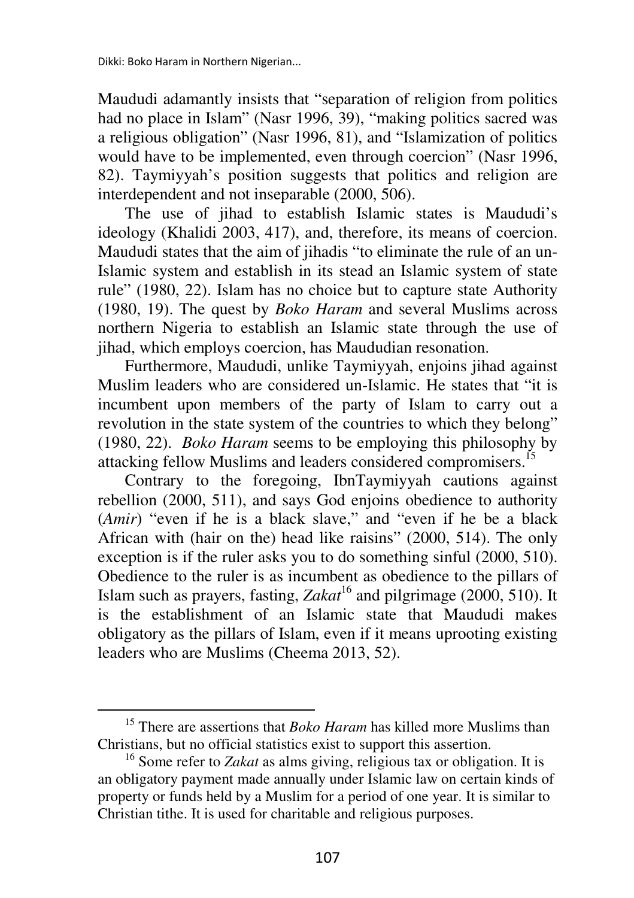Maududi adamantly insists that "separation of religion from politics had no place in Islam" (Nasr 1996, 39), "making politics sacred was a religious obligation" (Nasr 1996, 81), and "Islamization of politics would have to be implemented, even through coercion" (Nasr 1996, 82). Taymiyyah's position suggests that politics and religion are interdependent and not inseparable (2000, 506).

The use of jihad to establish Islamic states is Maududi's ideology (Khalidi 2003, 417), and, therefore, its means of coercion. Maududi states that the aim of jihadis "to eliminate the rule of an un-Islamic system and establish in its stead an Islamic system of state rule" (1980, 22). Islam has no choice but to capture state Authority (1980, 19). The quest by *Boko Haram* and several Muslims across northern Nigeria to establish an Islamic state through the use of jihad, which employs coercion, has Maududian resonation.

Furthermore, Maududi, unlike Taymiyyah, enjoins jihad against Muslim leaders who are considered un-Islamic. He states that "it is incumbent upon members of the party of Islam to carry out a revolution in the state system of the countries to which they belong" (1980, 22). *Boko Haram* seems to be employing this philosophy by attacking fellow Muslims and leaders considered compromisers.[15]

Contrary to the foregoing, IbnTaymiyyah cautions against rebellion (2000, 511), and says God enjoins obedience to authority (*Amir*) "even if he is a black slave," and "even if he be a black African with (hair on the) head like raisins" (2000, 514). The only exception is if the ruler asks you to do something sinful (2000, 510). Obedience to the ruler is as incumbent as obedience to the pillars of Islam such as prayers, fasting, *Zakat*[16] and pilgrimage (2000, 510). It is the establishment of an Islamic state that Maududi makes obligatory as the pillars of Islam, even if it means uprooting existing leaders who are Muslims (Cheema 2013, 52).

---

[15] There are assertions that *Boko Haram* has killed more Muslims than Christians, but no official statistics exist to support this assertion.

[16] Some refer to *Zakat* as alms giving, religious tax or obligation. It is an obligatory payment made annually under Islamic law on certain kinds of property or funds held by a Muslim for a period of one year. It is similar to Christian tithe. It is used for charitable and religious purposes.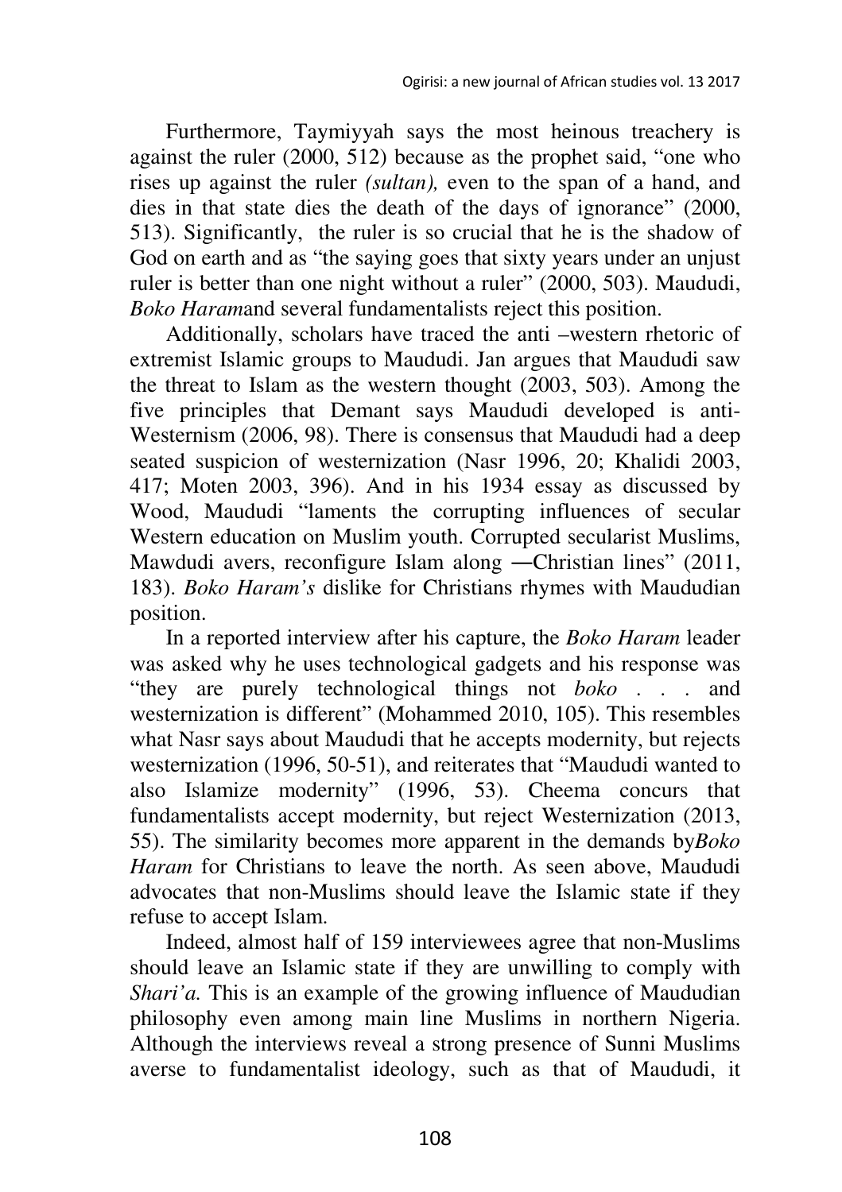Furthermore, Taymiyyah says the most heinous treachery is against the ruler (2000, 512) because as the prophet said, "one who rises up against the ruler *(sultan),* even to the span of a hand, and dies in that state dies the death of the days of ignorance" (2000, 513). Significantly, the ruler is so crucial that he is the shadow of God on earth and as "the saying goes that sixty years under an unjust ruler is better than one night without a ruler" (2000, 503). Maududi, *Boko Haram*and several fundamentalists reject this position.

Additionally, scholars have traced the anti –western rhetoric of extremist Islamic groups to Maududi. Jan argues that Maududi saw the threat to Islam as the western thought (2003, 503). Among the five principles that Demant says Maududi developed is anti-Westernism (2006, 98). There is consensus that Maududi had a deep seated suspicion of westernization (Nasr 1996, 20; Khalidi 2003, 417; Moten 2003, 396). And in his 1934 essay as discussed by Wood, Maududi "laments the corrupting influences of secular Western education on Muslim youth. Corrupted secularist Muslims, Mawdudi avers, reconfigure Islam along ―Christian lines" (2011, 183). *Boko Haram's* dislike for Christians rhymes with Maududian position.

In a reported interview after his capture, the *Boko Haram* leader was asked why he uses technological gadgets and his response was "they are purely technological things not *boko* . . . and westernization is different" (Mohammed 2010, 105). This resembles what Nasr says about Maududi that he accepts modernity, but rejects westernization (1996, 50-51), and reiterates that "Maududi wanted to also Islamize modernity" (1996, 53). Cheema concurs that fundamentalists accept modernity, but reject Westernization (2013, 55). The similarity becomes more apparent in the demands by*Boko Haram* for Christians to leave the north. As seen above, Maududi advocates that non-Muslims should leave the Islamic state if they refuse to accept Islam.

Indeed, almost half of 159 interviewees agree that non-Muslims should leave an Islamic state if they are unwilling to comply with *Shari'a.* This is an example of the growing influence of Maududian philosophy even among main line Muslims in northern Nigeria. Although the interviews reveal a strong presence of Sunni Muslims averse to fundamentalist ideology, such as that of Maududi, it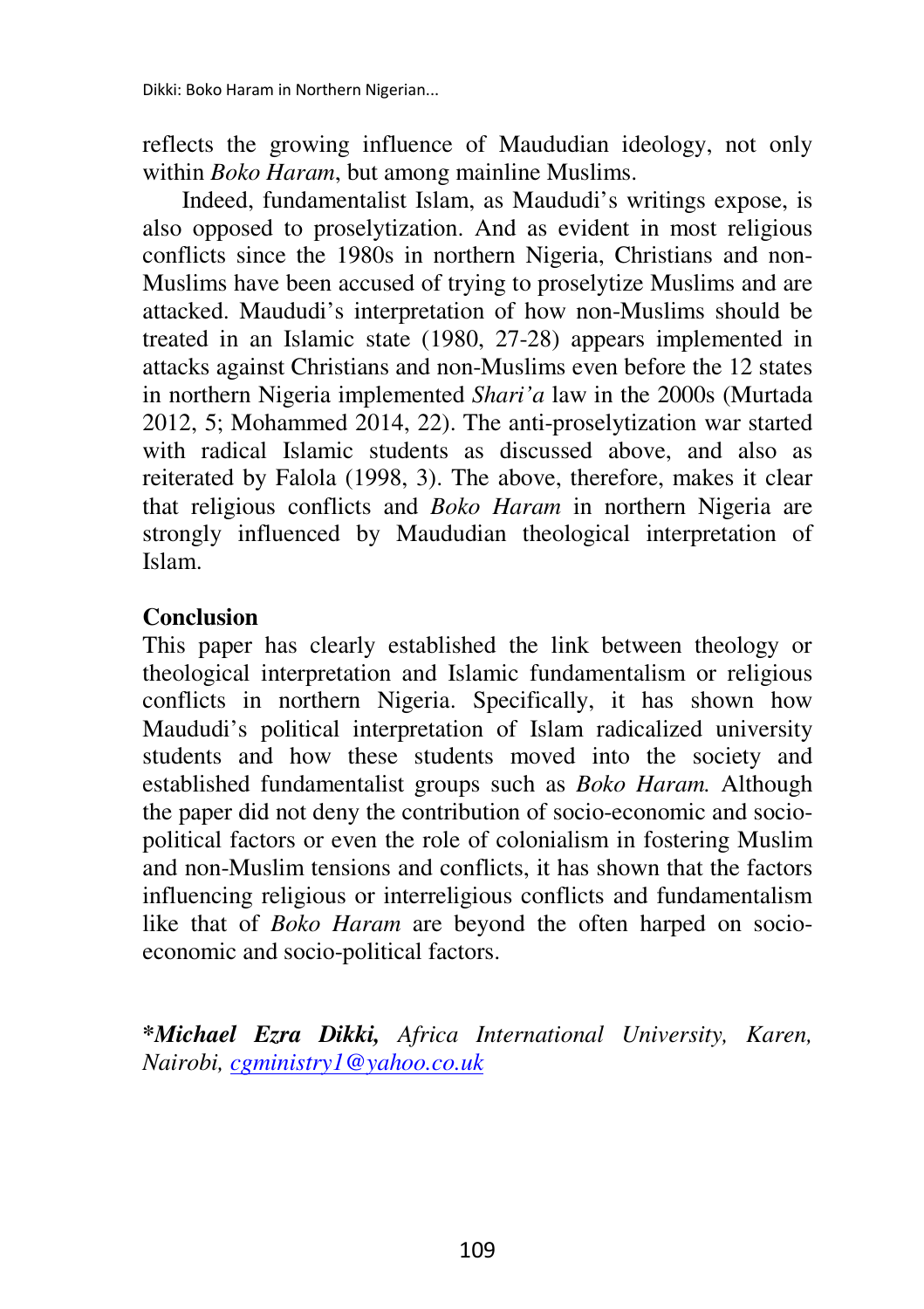reflects the growing influence of Maududian ideology, not only within *Boko Haram*, but among mainline Muslims.

Indeed, fundamentalist Islam, as Maududi's writings expose, is also opposed to proselytization. And as evident in most religious conflicts since the 1980s in northern Nigeria, Christians and non-Muslims have been accused of trying to proselytize Muslims and are attacked. Maududi's interpretation of how non-Muslims should be treated in an Islamic state (1980, 27-28) appears implemented in attacks against Christians and non-Muslims even before the 12 states in northern Nigeria implemented *Shari'a* law in the 2000s (Murtada 2012, 5; Mohammed 2014, 22). The anti-proselytization war started with radical Islamic students as discussed above, and also as reiterated by Falola (1998, 3). The above, therefore, makes it clear that religious conflicts and *Boko Haram* in northern Nigeria are strongly influenced by Maududian theological interpretation of Islam.

## Conclusion

This paper has clearly established the link between theology or theological interpretation and Islamic fundamentalism or religious conflicts in northern Nigeria. Specifically, it has shown how Maududi's political interpretation of Islam radicalized university students and how these students moved into the society and established fundamentalist groups such as *Boko Haram.* Although the paper did not deny the contribution of socio-economic and socio-political factors or even the role of colonialism in fostering Muslim and non-Muslim tensions and conflicts, it has shown that the factors influencing religious or interreligious conflicts and fundamentalism like that of *Boko Haram* are beyond the often harped on socio-economic and socio-political factors.

***Michael Ezra Dikki,** *Africa International University, Karen, Nairobi, cgministry1@yahoo.co.uk*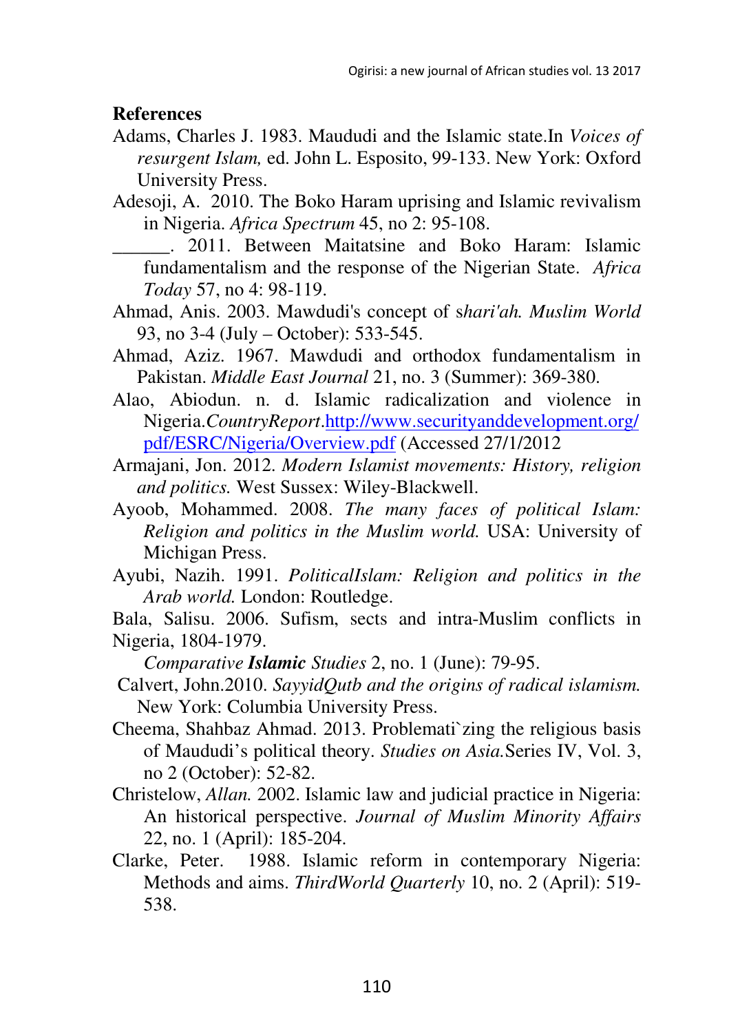**References**

Adams, Charles J. 1983. Maududi and the Islamic state.In *Voices of resurgent Islam,* ed. John L. Esposito, 99-133. New York: Oxford University Press.

Adesoji, A. 2010. The Boko Haram uprising and Islamic revivalism in Nigeria. *Africa Spectrum* 45, no 2: 95-108.

______. 2011. Between Maitatsine and Boko Haram: Islamic fundamentalism and the response of the Nigerian State. *Africa Today* 57, no 4: 98-119.

Ahmad, Anis. 2003. Mawdudi's concept of s*hari'ah. Muslim World* 93, no 3-4 (July – October): 533-545.

Ahmad, Aziz. 1967. Mawdudi and orthodox fundamentalism in Pakistan. *Middle East Journal* 21, no. 3 (Summer): 369-380.

Alao, Abiodun. n. d. Islamic radicalization and violence in Nigeria.*CountryReport*.http://www.securityanddevelopment.org/pdf/ESRC/Nigeria/Overview.pdf (Accessed 27/1/2012

Armajani, Jon. 2012. *Modern Islamist movements: History, religion and politics.* West Sussex: Wiley-Blackwell.

Ayoob, Mohammed. 2008. *The many faces of political Islam: Religion and politics in the Muslim world.* USA: University of Michigan Press.

Ayubi, Nazih. 1991. *PoliticalIslam: Religion and politics in the Arab world.* London: Routledge.

Bala, Salisu. 2006. Sufism, sects and intra-Muslim conflicts in Nigeria, 1804-1979.

*Comparative* ***Islamic*** *Studies* 2, no. 1 (June): 79-95.

Calvert, John.2010. *SayyidQutb and the origins of radical islamism.* New York: Columbia University Press.

Cheema, Shahbaz Ahmad. 2013. Problemati`zing the religious basis of Maududi's political theory. *Studies on Asia.*Series IV, Vol. 3, no 2 (October): 52-82.

Christelow, *Allan.* 2002. Islamic law and judicial practice in Nigeria: An historical perspective. *Journal of Muslim Minority Affairs* 22, no. 1 (April): 185-204.

Clarke, Peter. 1988. Islamic reform in contemporary Nigeria: Methods and aims. *ThirdWorld Quarterly* 10, no. 2 (April): 519-538.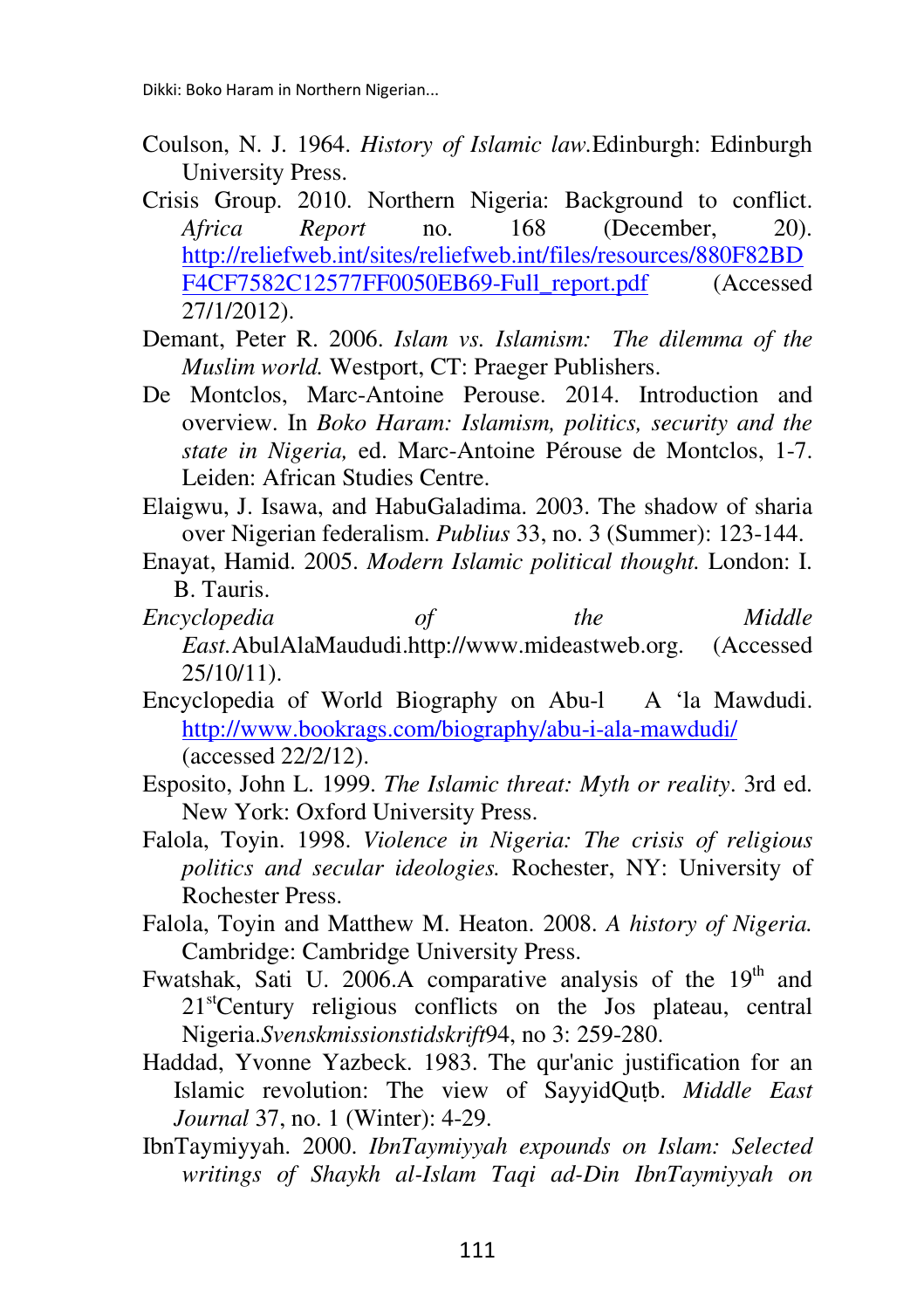Coulson, N. J. 1964. *History of Islamic law.*Edinburgh: Edinburgh University Press.

Crisis Group. 2010. Northern Nigeria: Background to conflict. *Africa Report* no. 168 (December, 20). http://reliefweb.int/sites/reliefweb.int/files/resources/880F82BDF4CF7582C12577FF0050EB69-Full_report.pdf (Accessed 27/1/2012).

Demant, Peter R. 2006. *Islam vs. Islamism: The dilemma of the Muslim world.* Westport, CT: Praeger Publishers.

De Montclos, Marc-Antoine Perouse. 2014. Introduction and overview. In *Boko Haram: Islamism, politics, security and the state in Nigeria,* ed. Marc-Antoine Pérouse de Montclos, 1-7. Leiden: African Studies Centre.

Elaigwu, J. Isawa, and HabuGaladima. 2003. The shadow of sharia over Nigerian federalism. *Publius* 33, no. 3 (Summer): 123-144.

Enayat, Hamid. 2005. *Modern Islamic political thought.* London: I. B. Tauris.

*Encyclopedia of the Middle East.*AbulAlaMaududi.http://www.mideastweb.org. (Accessed 25/10/11).

Encyclopedia of World Biography on Abu-l A 'la Mawdudi. http://www.bookrags.com/biography/abu-i-ala-mawdudi/ (accessed 22/2/12).

Esposito, John L. 1999. *The Islamic threat: Myth or reality*. 3rd ed. New York: Oxford University Press.

Falola, Toyin. 1998. *Violence in Nigeria: The crisis of religious politics and secular ideologies.* Rochester, NY: University of Rochester Press.

Falola, Toyin and Matthew M. Heaton. 2008. *A history of Nigeria.* Cambridge: Cambridge University Press.

Fwatshak, Sati U. 2006.A comparative analysis of the 19th and 21stCentury religious conflicts on the Jos plateau, central Nigeria.*Svenskmissionstidskrift*94, no 3: 259-280.

Haddad, Yvonne Yazbeck. 1983. The qur'anic justification for an Islamic revolution: The view of SayyidQuṭb. *Middle East Journal* 37, no. 1 (Winter): 4-29.

IbnTaymiyyah. 2000. *IbnTaymiyyah expounds on Islam: Selected writings of Shaykh al-Islam Taqi ad-Din IbnTaymiyyah on*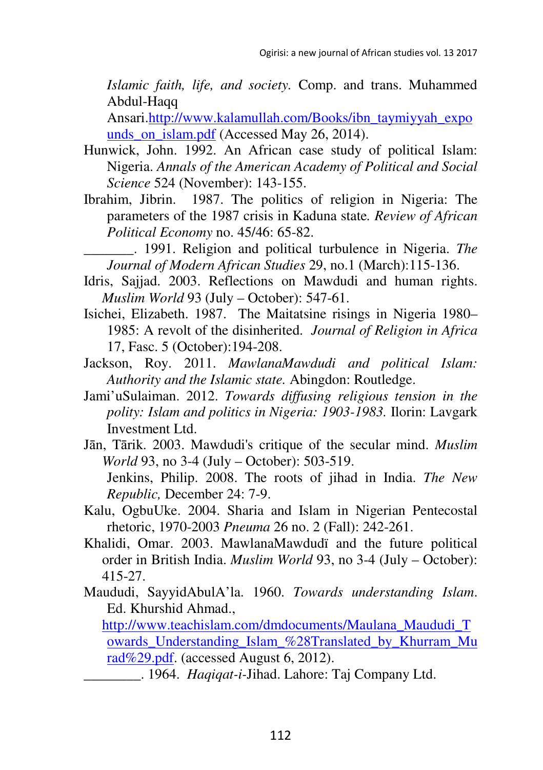*Islamic faith, life, and society.* Comp. and trans. Muhammed Abdul-Haqq Ansari.http://www.kalamullah.com/Books/ibn_taymiyyah_expounds_on_islam.pdf (Accessed May 26, 2014).

Hunwick, John. 1992. An African case study of political Islam: Nigeria. *Annals of the American Academy of Political and Social Science* 524 (November): 143-155.

Ibrahim, Jibrin. 1987. The politics of religion in Nigeria: The parameters of the 1987 crisis in Kaduna state. *Review of African Political Economy* no. 45/46: 65-82.

_______. 1991. Religion and political turbulence in Nigeria. *The Journal of Modern African Studies* 29, no.1 (March):115-136.

Idris, Sajjad. 2003. Reflections on Mawdudi and human rights. *Muslim World* 93 (July – October): 547-61.

Isichei, Elizabeth. 1987. The Maitatsine risings in Nigeria 1980–1985: A revolt of the disinherited. *Journal of Religion in Africa* 17, Fasc. 5 (October):194-208.

Jackson, Roy. 2011. *MawlanaMawdudi and political Islam: Authority and the Islamic state.* Abingdon: Routledge.

Jami'uSulaiman. 2012. *Towards diffusing religious tension in the polity: Islam and politics in Nigeria: 1903-1983.* Ilorin: Lavgark Investment Ltd.

Jān, Tārik. 2003. Mawdudi's critique of the secular mind. *Muslim World* 93, no 3-4 (July – October): 503-519.

Jenkins, Philip. 2008. The roots of jihad in India. *The New Republic,* December 24: 7-9.

Kalu, OgbuUke. 2004. Sharia and Islam in Nigerian Pentecostal rhetoric, 1970-2003 *Pneuma* 26 no. 2 (Fall): 242-261.

Khalidi, Omar. 2003. MawlanaMawdudï and the future political order in British India. *Muslim World* 93, no 3-4 (July – October): 415-27.

Maududi, SayyidAbulA'la. 1960. *Towards understanding Islam*. Ed. Khurshid Ahmad., http://www.teachislam.com/dmdocuments/Maulana_Maududi_Towards_Understanding_Islam_%28Translated_by_Khurram_Murad%29.pdf. (accessed August 6, 2012).

________. 1964. *Haqiqat-i-*Jihad. Lahore: Taj Company Ltd.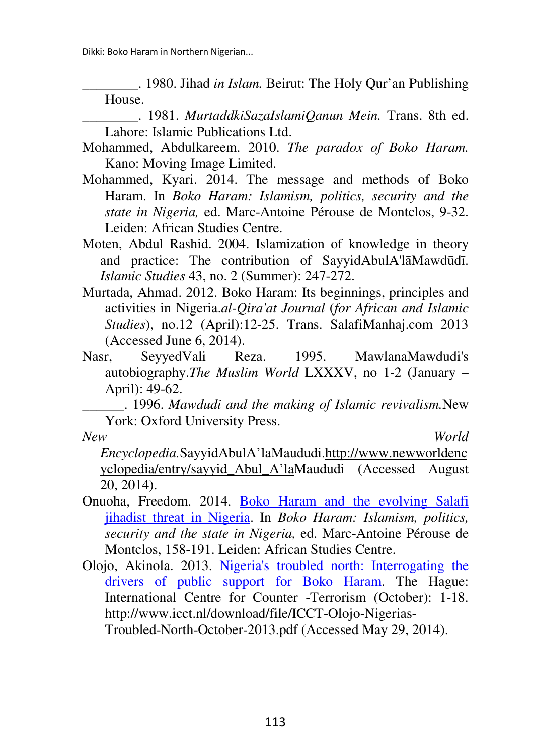________. 1980. Jihad *in Islam.* Beirut: The Holy Qur'an Publishing House.

________. 1981. *MurtaddkiSazaIslamiQanun Mein.* Trans. 8th ed. Lahore: Islamic Publications Ltd.

Mohammed, Abdulkareem. 2010. *The paradox of Boko Haram.* Kano: Moving Image Limited.

Mohammed, Kyari. 2014. The message and methods of Boko Haram. In *Boko Haram: Islamism, politics, security and the state in Nigeria,* ed. Marc-Antoine Pérouse de Montclos, 9-32. Leiden: African Studies Centre.

Moten, Abdul Rashid. 2004. Islamization of knowledge in theory and practice: The contribution of SayyidAbulA'lāMawdūdī. *Islamic Studies* 43, no. 2 (Summer): 247-272.

Murtada, Ahmad. 2012. Boko Haram: Its beginnings, principles and activities in Nigeria.*al-Qira'at Journal* (*for African and Islamic Studies*), no.12 (April):12-25. Trans. SalafiManhaj.com 2013 (Accessed June 6, 2014).

Nasr, SeyyedVali Reza. 1995. MawlanaMawdudi's autobiography.*The Muslim World* LXXXV, no 1-2 (January – April): 49-62.

______. 1996. *Mawdudi and the making of Islamic revivalism.*New York: Oxford University Press.

*New World Encyclopedia.*SayyidAbulA'laMaududi.http://www.newworldencyclopedia/entry/sayyid_Abul_A'laMaududi (Accessed August 20, 2014).

Onuoha, Freedom. 2014. Boko Haram and the evolving Salafi jihadist threat in Nigeria. In *Boko Haram: Islamism, politics, security and the state in Nigeria,* ed. Marc-Antoine Pérouse de Montclos, 158-191. Leiden: African Studies Centre.

Olojo, Akinola. 2013. Nigeria's troubled north: Interrogating the drivers of public support for Boko Haram. The Hague: International Centre for Counter -Terrorism (October): 1-18. http://www.icct.nl/download/file/ICCT-Olojo-Nigerias-Troubled-North-October-2013.pdf (Accessed May 29, 2014).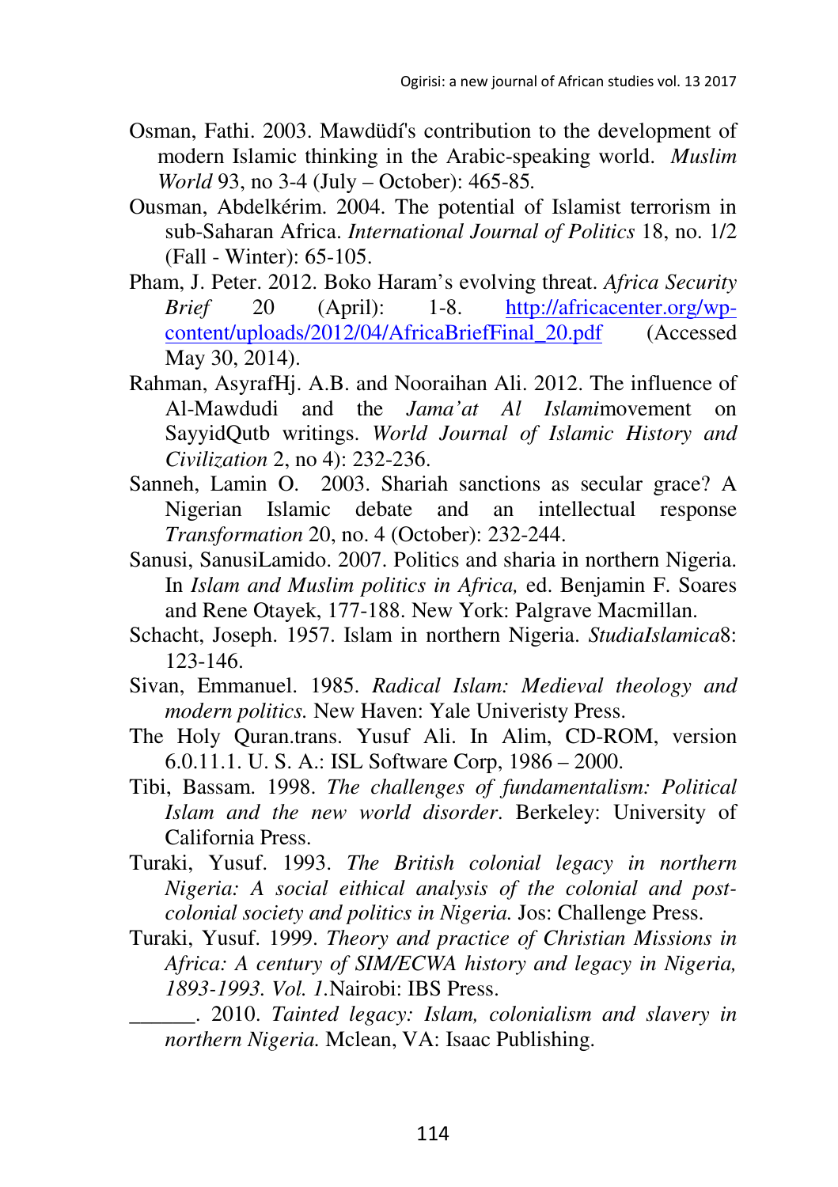Osman, Fathi. 2003. Mawdüdí's contribution to the development of modern Islamic thinking in the Arabic-speaking world. *Muslim World* 93, no 3-4 (July – October): 465-85.

Ousman, Abdelkérim. 2004. The potential of Islamist terrorism in sub-Saharan Africa. *International Journal of Politics* 18, no. 1/2 (Fall - Winter): 65-105.

Pham, J. Peter. 2012. Boko Haram's evolving threat. *Africa Security Brief* 20 (April): 1-8. http://africacenter.org/wp-content/uploads/2012/04/AfricaBriefFinal_20.pdf (Accessed May 30, 2014).

Rahman, AsyrafHj. A.B. and Nooraihan Ali. 2012. The influence of Al-Mawdudi and the *Jama'at Al Islami*movement on SayyidQutb writings. *World Journal of Islamic History and Civilization* 2, no 4): 232-236.

Sanneh, Lamin O. 2003. Shariah sanctions as secular grace? A Nigerian Islamic debate and an intellectual response *Transformation* 20, no. 4 (October): 232-244.

Sanusi, SanusiLamido. 2007. Politics and sharia in northern Nigeria. In *Islam and Muslim politics in Africa,* ed. Benjamin F. Soares and Rene Otayek, 177-188. New York: Palgrave Macmillan.

Schacht, Joseph. 1957. Islam in northern Nigeria. *StudiaIslamica*8: 123-146.

Sivan, Emmanuel. 1985. *Radical Islam: Medieval theology and modern politics.* New Haven: Yale Univeristy Press.

The Holy Quran.trans. Yusuf Ali. In Alim, CD-ROM, version 6.0.11.1. U. S. A.: ISL Software Corp, 1986 – 2000.

Tibi, Bassam. 1998. *The challenges of fundamentalism: Political Islam and the new world disorder*. Berkeley: University of California Press.

Turaki, Yusuf. 1993. *The British colonial legacy in northern Nigeria: A social eithical analysis of the colonial and post-colonial society and politics in Nigeria.* Jos: Challenge Press.

Turaki, Yusuf. 1999. *Theory and practice of Christian Missions in Africa: A century of SIM/ECWA history and legacy in Nigeria, 1893-1993. Vol. 1.*Nairobi: IBS Press.

\_\_\_\_\_\_. 2010. *Tainted legacy: Islam, colonialism and slavery in northern Nigeria.* Mclean, VA: Isaac Publishing.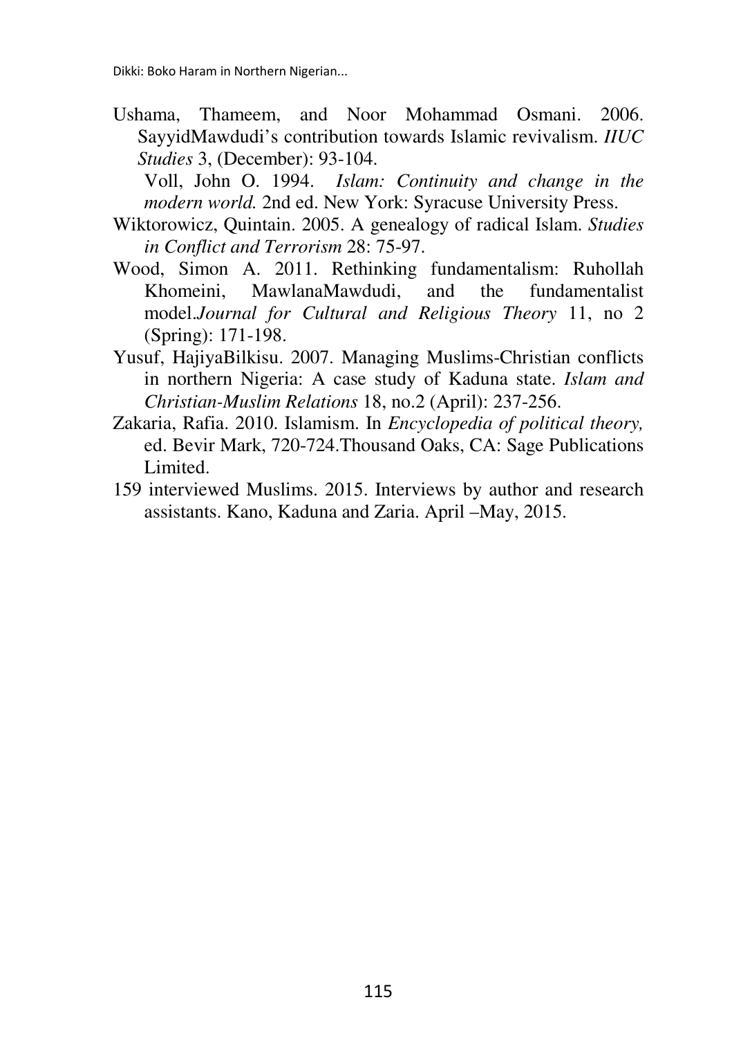Ushama, Thameem, and Noor Mohammad Osmani. 2006. SayyidMawdudi's contribution towards Islamic revivalism. *IIUC Studies* 3, (December): 93-104.

Voll, John O. 1994. *Islam: Continuity and change in the modern world.* 2nd ed. New York: Syracuse University Press.

Wiktorowicz, Quintain. 2005. A genealogy of radical Islam. *Studies in Conflict and Terrorism* 28: 75-97.

Wood, Simon A. 2011. Rethinking fundamentalism: Ruhollah Khomeini, MawlanaMawdudi, and the fundamentalist model.*Journal for Cultural and Religious Theory* 11, no 2 (Spring): 171-198.

Yusuf, HajiyaBilkisu. 2007. Managing Muslims-Christian conflicts in northern Nigeria: A case study of Kaduna state. *Islam and Christian-Muslim Relations* 18, no.2 (April): 237-256.

Zakaria, Rafia. 2010. Islamism. In *Encyclopedia of political theory,* ed. Bevir Mark, 720-724.Thousand Oaks, CA: Sage Publications Limited.

159 interviewed Muslims. 2015. Interviews by author and research assistants. Kano, Kaduna and Zaria. April –May, 2015.